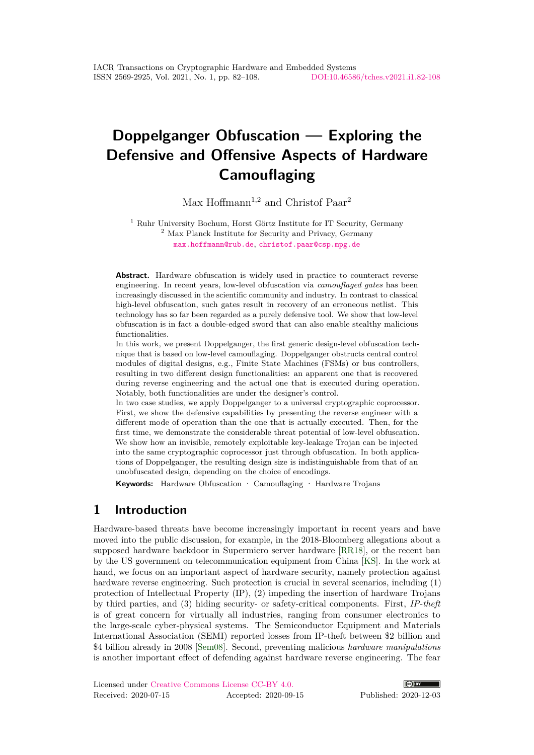# Doppelganger Obfuscation — Exploring the Defensive and Offensive Aspects of Hardware Camouflaging

Max Hoffmann[1,2] and Christof Paar[2]

[1] Ruhr University Bochum, Horst Görtz Institute for IT Security, Germany
[2] Max Planck Institute for Security and Privacy, Germany
max.hoffmann@rub.de, christof.paar@csp.mpg.de

**Abstract.** Hardware obfuscation is widely used in practice to counteract reverse engineering. In recent years, low-level obfuscation via *camouflaged gates* has been increasingly discussed in the scientific community and industry. In contrast to classical high-level obfuscation, such gates result in recovery of an erroneous netlist. This technology has so far been regarded as a purely defensive tool. We show that low-level obfuscation is in fact a double-edged sword that can also enable stealthy malicious functionalities.

In this work, we present Doppelganger, the first generic design-level obfuscation technique that is based on low-level camouflaging. Doppelganger obstructs central control modules of digital designs, e.g., Finite State Machines (FSMs) or bus controllers, resulting in two different design functionalities: an apparent one that is recovered during reverse engineering and the actual one that is executed during operation. Notably, both functionalities are under the designer's control.

In two case studies, we apply Doppelganger to a universal cryptographic coprocessor. First, we show the defensive capabilities by presenting the reverse engineer with a different mode of operation than the one that is actually executed. Then, for the first time, we demonstrate the considerable threat potential of low-level obfuscation. We show how an invisible, remotely exploitable key-leakage Trojan can be injected into the same cryptographic coprocessor just through obfuscation. In both applications of Doppelganger, the resulting design size is indistinguishable from that of an unobfuscated design, depending on the choice of encodings.

**Keywords:** Hardware Obfuscation · Camouflaging · Hardware Trojans

## 1 Introduction

Hardware-based threats have become increasingly important in recent years and have moved into the public discussion, for example, in the 2018-Bloomberg allegations about a supposed hardware backdoor in Supermicro server hardware [RR18], or the recent ban by the US government on telecommunication equipment from China [KS]. In the work at hand, we focus on an important aspect of hardware security, namely protection against hardware reverse engineering. Such protection is crucial in several scenarios, including (1) protection of Intellectual Property (IP), (2) impeding the insertion of hardware Trojans by third parties, and (3) hiding security- or safety-critical components. First, *IP-theft* is of great concern for virtually all industries, ranging from consumer electronics to the large-scale cyber-physical systems. The Semiconductor Equipment and Materials International Association (SEMI) reported losses from IP-theft between \$2 billion and \$4 billion already in 2008 [Sem08]. Second, preventing malicious *hardware manipulations* is another important effect of defending against hardware reverse engineering. The fear

Licensed under Creative Commons License CC-BY 4.0.
Received: 2020-07-15 Accepted: 2020-09-15 Published: 2020-12-03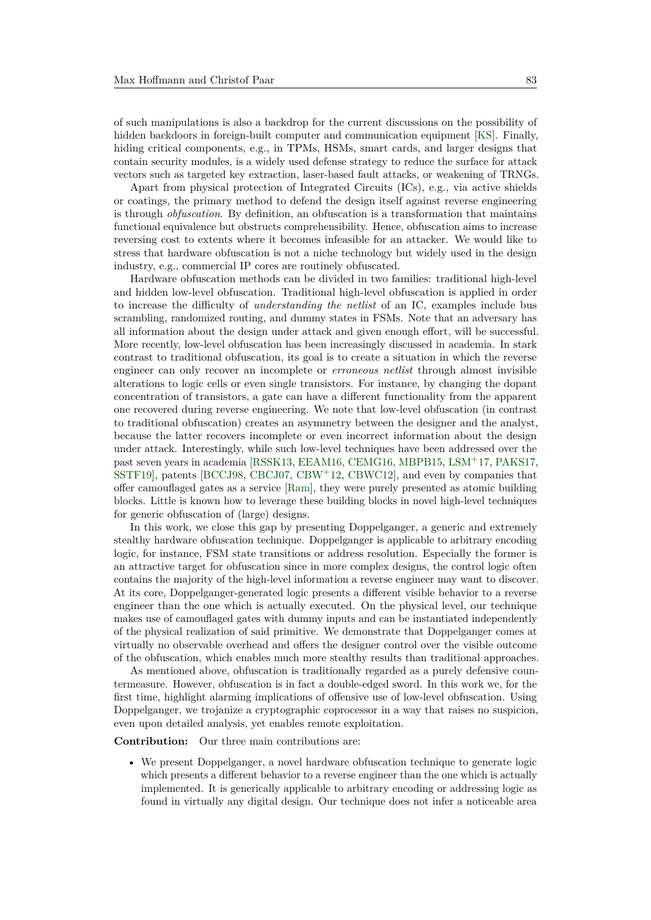of such manipulations is also a backdrop for the current discussions on the possibility of hidden backdoors in foreign-built computer and communication equipment [KS]. Finally, hiding critical components, e.g., in TPMs, HSMs, smart cards, and larger designs that contain security modules, is a widely used defense strategy to reduce the surface for attack vectors such as targeted key extraction, laser-based fault attacks, or weakening of TRNGs.

Apart from physical protection of Integrated Circuits (ICs), e.g., via active shields or coatings, the primary method to defend the design itself against reverse engineering is through *obfuscation*. By definition, an obfuscation is a transformation that maintains functional equivalence but obstructs comprehensibility. Hence, obfuscation aims to increase reversing cost to extents where it becomes infeasible for an attacker. We would like to stress that hardware obfuscation is not a niche technology but widely used in the design industry, e.g., commercial IP cores are routinely obfuscated.

Hardware obfuscation methods can be divided in two families: traditional high-level and hidden low-level obfuscation. Traditional high-level obfuscation is applied in order to increase the difficulty of *understanding the netlist* of an IC, examples include bus scrambling, randomized routing, and dummy states in FSMs. Note that an adversary has all information about the design under attack and given enough effort, will be successful. More recently, low-level obfuscation has been increasingly discussed in academia. In stark contrast to traditional obfuscation, its goal is to create a situation in which the reverse engineer can only recover an incomplete or *erroneous netlist* through almost invisible alterations to logic cells or even single transistors. For instance, by changing the dopant concentration of transistors, a gate can have a different functionality from the apparent one recovered during reverse engineering. We note that low-level obfuscation (in contrast to traditional obfuscation) creates an asymmetry between the designer and the analyst, because the latter recovers incomplete or even incorrect information about the design under attack. Interestingly, while such low-level techniques have been addressed over the past seven years in academia [RSSK13, EEAM16, CEMG16, MBPB15, LSM+17, PAKS17, SSTF19], patents [BCCJ98, CBCJ07, CBW+12, CBWC12], and even by companies that offer camouflaged gates as a service [Ram], they were purely presented as atomic building blocks. Little is known how to leverage these building blocks in novel high-level techniques for generic obfuscation of (large) designs.

In this work, we close this gap by presenting Doppelganger, a generic and extremely stealthy hardware obfuscation technique. Doppelganger is applicable to arbitrary encoding logic, for instance, FSM state transitions or address resolution. Especially the former is an attractive target for obfuscation since in more complex designs, the control logic often contains the majority of the high-level information a reverse engineer may want to discover. At its core, Doppelganger-generated logic presents a different visible behavior to a reverse engineer than the one which is actually executed. On the physical level, our technique makes use of camouflaged gates with dummy inputs and can be instantiated independently of the physical realization of said primitive. We demonstrate that Doppelganger comes at virtually no observable overhead and offers the designer control over the visible outcome of the obfuscation, which enables much more stealthy results than traditional approaches.

As mentioned above, obfuscation is traditionally regarded as a purely defensive countermeasure. However, obfuscation is in fact a double-edged sword. In this work we, for the first time, highlight alarming implications of offensive use of low-level obfuscation. Using Doppelganger, we trojanize a cryptographic coprocessor in a way that raises no suspicion, even upon detailed analysis, yet enables remote exploitation.

**Contribution:** Our three main contributions are:

- We present Doppelganger, a novel hardware obfuscation technique to generate logic which presents a different behavior to a reverse engineer than the one which is actually implemented. It is generically applicable to arbitrary encoding or addressing logic as found in virtually any digital design. Our technique does not infer a noticeable area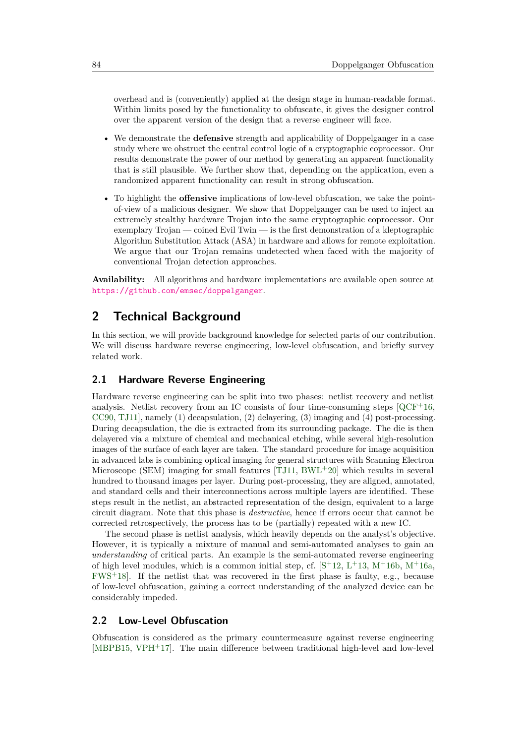overhead and is (conveniently) applied at the design stage in human-readable format. Within limits posed by the functionality to obfuscate, it gives the designer control over the apparent version of the design that a reverse engineer will face.

- We demonstrate the **defensive** strength and applicability of Doppelganger in a case study where we obstruct the central control logic of a cryptographic coprocessor. Our results demonstrate the power of our method by generating an apparent functionality that is still plausible. We further show that, depending on the application, even a randomized apparent functionality can result in strong obfuscation.
- To highlight the **offensive** implications of low-level obfuscation, we take the point-of-view of a malicious designer. We show that Doppelganger can be used to inject an extremely stealthy hardware Trojan into the same cryptographic coprocessor. Our exemplary Trojan — coined Evil Twin — is the first demonstration of a kleptographic Algorithm Substitution Attack (ASA) in hardware and allows for remote exploitation. We argue that our Trojan remains undetected when faced with the majority of conventional Trojan detection approaches.

**Availability:** All algorithms and hardware implementations are available open source at https://github.com/emsec/doppelganger.

## 2 Technical Background

In this section, we will provide background knowledge for selected parts of our contribution. We will discuss hardware reverse engineering, low-level obfuscation, and briefly survey related work.

### 2.1 Hardware Reverse Engineering

Hardware reverse engineering can be split into two phases: netlist recovery and netlist analysis. Netlist recovery from an IC consists of four time-consuming steps [QCF+16, CC90, TJ11], namely (1) decapsulation, (2) delayering, (3) imaging and (4) post-processing. During decapsulation, the die is extracted from its surrounding package. The die is then delayered via a mixture of chemical and mechanical etching, while several high-resolution images of the surface of each layer are taken. The standard procedure for image acquisition in advanced labs is combining optical imaging for general structures with Scanning Electron Microscope (SEM) imaging for small features [TJ11, BWL+20] which results in several hundred to thousand images per layer. During post-processing, they are aligned, annotated, and standard cells and their interconnections across multiple layers are identified. These steps result in the netlist, an abstracted representation of the design, equivalent to a large circuit diagram. Note that this phase is *destructive*, hence if errors occur that cannot be corrected retrospectively, the process has to be (partially) repeated with a new IC.

The second phase is netlist analysis, which heavily depends on the analyst's objective. However, it is typically a mixture of manual and semi-automated analyses to gain an *understanding* of critical parts. An example is the semi-automated reverse engineering of high level modules, which is a common initial step, cf. [S+12, L+13, M+16b, M+16a, FWS+18]. If the netlist that was recovered in the first phase is faulty, e.g., because of low-level obfuscation, gaining a correct understanding of the analyzed device can be considerably impeded.

### 2.2 Low-Level Obfuscation

Obfuscation is considered as the primary countermeasure against reverse engineering [MBPB15, VPH+17]. The main difference between traditional high-level and low-level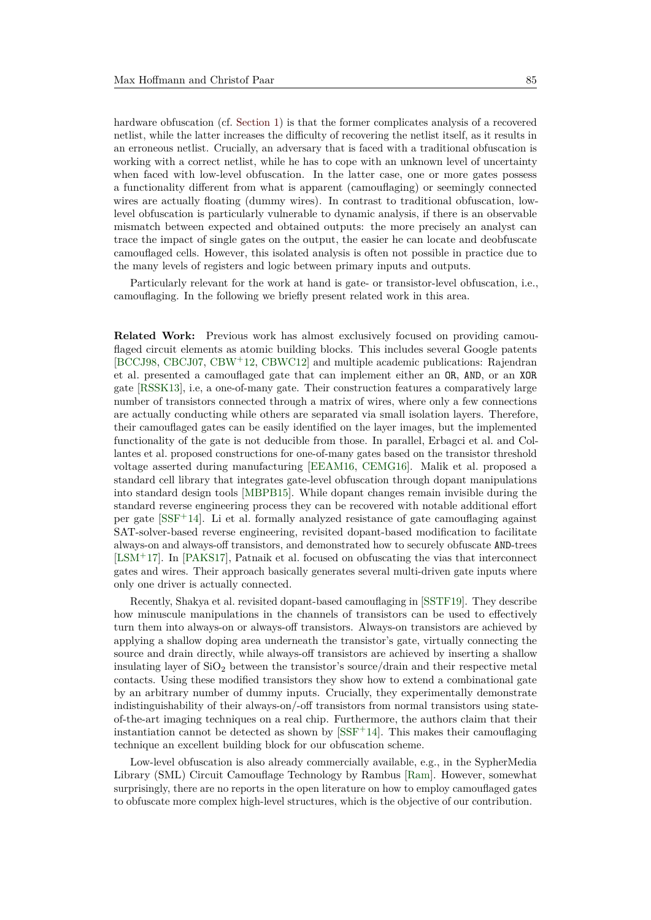hardware obfuscation (cf. Section 1) is that the former complicates analysis of a recovered netlist, while the latter increases the difficulty of recovering the netlist itself, as it results in an erroneous netlist. Crucially, an adversary that is faced with a traditional obfuscation is working with a correct netlist, while he has to cope with an unknown level of uncertainty when faced with low-level obfuscation. In the latter case, one or more gates possess a functionality different from what is apparent (camouflaging) or seemingly connected wires are actually floating (dummy wires). In contrast to traditional obfuscation, low-level obfuscation is particularly vulnerable to dynamic analysis, if there is an observable mismatch between expected and obtained outputs: the more precisely an analyst can trace the impact of single gates on the output, the easier he can locate and deobfuscate camouflaged cells. However, this isolated analysis is often not possible in practice due to the many levels of registers and logic between primary inputs and outputs.

Particularly relevant for the work at hand is gate- or transistor-level obfuscation, i.e., camouflaging. In the following we briefly present related work in this area.

**Related Work:** Previous work has almost exclusively focused on providing camouflaged circuit elements as atomic building blocks. This includes several Google patents [BCCJ98, CBCJ07, CBW+12, CBWC12] and multiple academic publications: Rajendran et al. presented a camouflaged gate that can implement either an `OR`, `AND`, or an `XOR` gate [RSSK13], i.e, a one-of-many gate. Their construction features a comparatively large number of transistors connected through a matrix of wires, where only a few connections are actually conducting while others are separated via small isolation layers. Therefore, their camouflaged gates can be easily identified on the layer images, but the implemented functionality of the gate is not deducible from those. In parallel, Erbagci et al. and Collantes et al. proposed constructions for one-of-many gates based on the transistor threshold voltage asserted during manufacturing [EEAM16, CEMG16]. Malik et al. proposed a standard cell library that integrates gate-level obfuscation through dopant manipulations into standard design tools [MBPB15]. While dopant changes remain invisible during the standard reverse engineering process they can be recovered with notable additional effort per gate [SSF+14]. Li et al. formally analyzed resistance of gate camouflaging against SAT-solver-based reverse engineering, revisited dopant-based modification to facilitate always-on and always-off transistors, and demonstrated how to securely obfuscate `AND`-trees [LSM+17]. In [PAKS17], Patnaik et al. focused on obfuscating the vias that interconnect gates and wires. Their approach basically generates several multi-driven gate inputs where only one driver is actually connected.

Recently, Shakya et al. revisited dopant-based camouflaging in [SSTF19]. They describe how minuscule manipulations in the channels of transistors can be used to effectively turn them into always-on or always-off transistors. Always-on transistors are achieved by applying a shallow doping area underneath the transistor's gate, virtually connecting the source and drain directly, while always-off transistors are achieved by inserting a shallow insulating layer of $SiO_2$ between the transistor's source/drain and their respective metal contacts. Using these modified transistors they show how to extend a combinational gate by an arbitrary number of dummy inputs. Crucially, they experimentally demonstrate indistinguishability of their always-on/-off transistors from normal transistors using state-of-the-art imaging techniques on a real chip. Furthermore, the authors claim that their instantiation cannot be detected as shown by [SSF+14]. This makes their camouflaging technique an excellent building block for our obfuscation scheme.

Low-level obfuscation is also already commercially available, e.g., in the SypherMedia Library (SML) Circuit Camouflage Technology by Rambus [Ram]. However, somewhat surprisingly, there are no reports in the open literature on how to employ camouflaged gates to obfuscate more complex high-level structures, which is the objective of our contribution.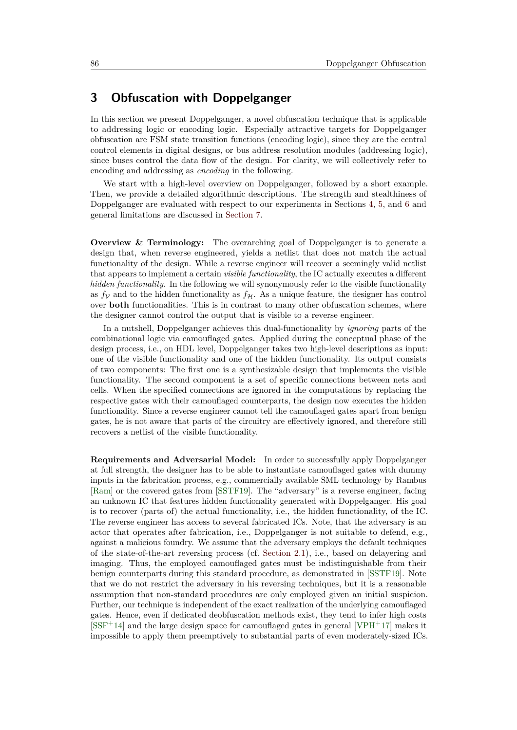## 3 Obfuscation with Doppelganger

In this section we present Doppelganger, a novel obfuscation technique that is applicable to addressing logic or encoding logic. Especially attractive targets for Doppelganger obfuscation are FSM state transition functions (encoding logic), since they are the central control elements in digital designs, or bus address resolution modules (addressing logic), since buses control the data flow of the design. For clarity, we will collectively refer to encoding and addressing as *encoding* in the following.

We start with a high-level overview on Doppelganger, followed by a short example. Then, we provide a detailed algorithmic descriptions. The strength and stealthiness of Doppelganger are evaluated with respect to our experiments in Sections 4, 5, and 6 and general limitations are discussed in Section 7.

**Overview & Terminology:** The overarching goal of Doppelganger is to generate a design that, when reverse engineered, yields a netlist that does not match the actual functionality of the design. While a reverse engineer will recover a seemingly valid netlist that appears to implement a certain *visible functionality*, the IC actually executes a different *hidden functionality*. In the following we will synonymously refer to the visible functionality as $f_{\mathcal{V}}$ and to the hidden functionality as $f_{\mathcal{H}}$. As a unique feature, the designer has control over **both** functionalities. This is in contrast to many other obfuscation schemes, where the designer cannot control the output that is visible to a reverse engineer.

In a nutshell, Doppelganger achieves this dual-functionality by *ignoring* parts of the combinational logic via camouflaged gates. Applied during the conceptual phase of the design process, i.e., on HDL level, Doppelganger takes two high-level descriptions as input: one of the visible functionality and one of the hidden functionality. Its output consists of two components: The first one is a synthesizable design that implements the visible functionality. The second component is a set of specific connections between nets and cells. When the specified connections are ignored in the computations by replacing the respective gates with their camouflaged counterparts, the design now executes the hidden functionality. Since a reverse engineer cannot tell the camouflaged gates apart from benign gates, he is not aware that parts of the circuitry are effectively ignored, and therefore still recovers a netlist of the visible functionality.

**Requirements and Adversarial Model:** In order to successfully apply Doppelganger at full strength, the designer has to be able to instantiate camouflaged gates with dummy inputs in the fabrication process, e.g., commercially available SML technology by Rambus [Ram] or the covered gates from [SSTF19]. The "adversary" is a reverse engineer, facing an unknown IC that features hidden functionality generated with Doppelganger. His goal is to recover (parts of) the actual functionality, i.e., the hidden functionality, of the IC. The reverse engineer has access to several fabricated ICs. Note, that the adversary is an actor that operates after fabrication, i.e., Doppelganger is not suitable to defend, e.g., against a malicious foundry. We assume that the adversary employs the default techniques of the state-of-the-art reversing process (cf. Section 2.1), i.e., based on delayering and imaging. Thus, the employed camouflaged gates must be indistinguishable from their benign counterparts during this standard procedure, as demonstrated in [SSTF19]. Note that we do not restrict the adversary in his reversing techniques, but it is a reasonable assumption that non-standard procedures are only employed given an initial suspicion. Further, our technique is independent of the exact realization of the underlying camouflaged gates. Hence, even if dedicated deobfuscation methods exist, they tend to infer high costs [SSF+14] and the large design space for camouflaged gates in general [VPH+17] makes it impossible to apply them preemptively to substantial parts of even moderately-sized ICs.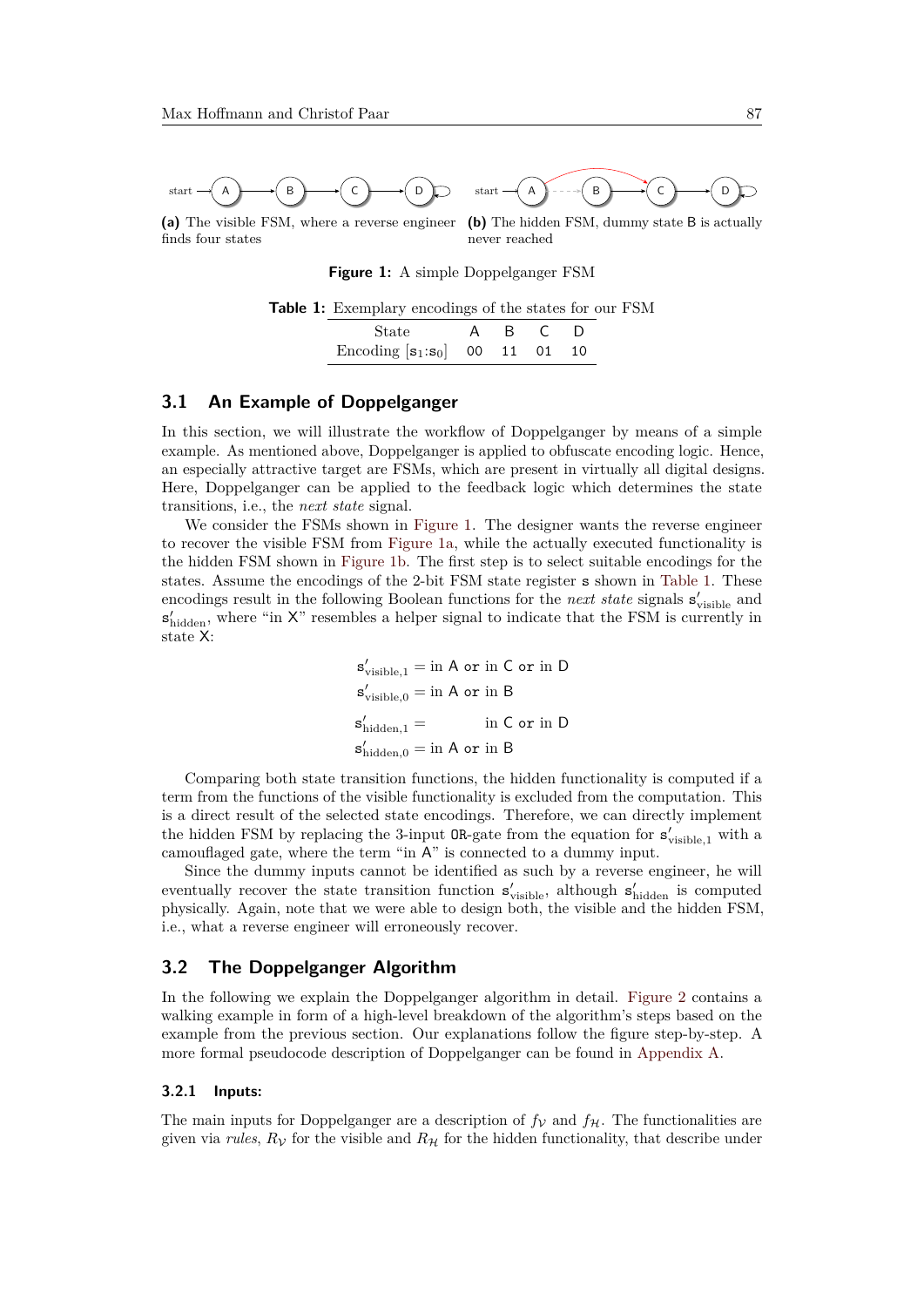start → A → B → C → D

start → A → B → C → D

(a) The visible FSM, where a reverse engineer finds four states

(b) The hidden FSM, dummy state B is actually never reached

**Figure 1:** A simple Doppelganger FSM

**Table 1:** Exemplary encodings of the states for our FSM

| State | A | B | C | D |
|---|---|---|---|---|
| Encoding $[\mathtt{s}_1{:}\mathtt{s}_0]$ | 00 | 11 | 01 | 10 |

## 3.1 An Example of Doppelganger

In this section, we will illustrate the workflow of Doppelganger by means of a simple example. As mentioned above, Doppelganger is applied to obfuscate encoding logic. Hence, an especially attractive target are FSMs, which are present in virtually all digital designs. Here, Doppelganger can be applied to the feedback logic which determines the state transitions, i.e., the *next state* signal.

We consider the FSMs shown in Figure 1. The designer wants the reverse engineer to recover the visible FSM from Figure 1a, while the actually executed functionality is the hidden FSM shown in Figure 1b. The first step is to select suitable encodings for the states. Assume the encodings of the 2-bit FSM state register s shown in Table 1. These encodings result in the following Boolean functions for the *next state* signals $\mathtt{s}'_{\text{visible}}$ and $\mathtt{s}'_{\text{hidden}}$, where "in X" resembles a helper signal to indicate that the FSM is currently in state X:

$$\mathtt{s}'_{\text{visible},1} = \text{in A or in C or in D}$$
$$\mathtt{s}'_{\text{visible},0} = \text{in A or in B}$$
$$\mathtt{s}'_{\text{hidden},1} = \text{in C or in D}$$
$$\mathtt{s}'_{\text{hidden},0} = \text{in A or in B}$$

Comparing both state transition functions, the hidden functionality is computed if a term from the functions of the visible functionality is excluded from the computation. This is a direct result of the selected state encodings. Therefore, we can directly implement the hidden FSM by replacing the 3-input OR-gate from the equation for $\mathtt{s}'_{\text{visible},1}$ with a camouflaged gate, where the term "in A" is connected to a dummy input.

Since the dummy inputs cannot be identified as such by a reverse engineer, he will eventually recover the state transition function $\mathtt{s}'_{\text{visible}}$, although $\mathtt{s}'_{\text{hidden}}$ is computed physically. Again, note that we were able to design both, the visible and the hidden FSM, i.e., what a reverse engineer will erroneously recover.

## 3.2 The Doppelganger Algorithm

In the following we explain the Doppelganger algorithm in detail. Figure 2 contains a walking example in form of a high-level breakdown of the algorithm's steps based on the example from the previous section. Our explanations follow the figure step-by-step. A more formal pseudocode description of Doppelganger can be found in Appendix A.

### 3.2.1 Inputs:

The main inputs for Doppelganger are a description of $f_{\mathcal{V}}$ and $f_{\mathcal{H}}$. The functionalities are given via *rules*, $R_{\mathcal{V}}$ for the visible and $R_{\mathcal{H}}$ for the hidden functionality, that describe under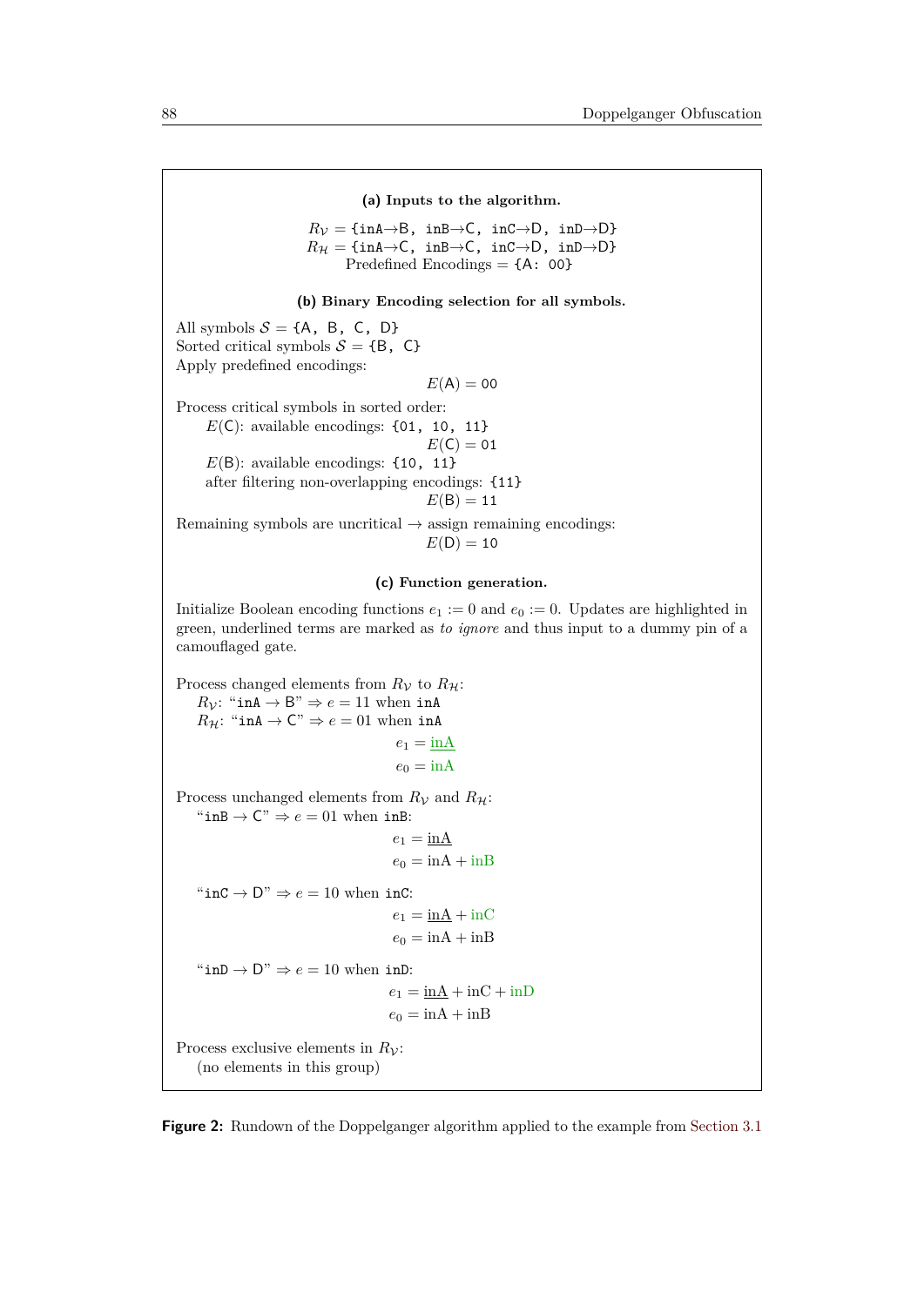**(a) Inputs to the algorithm.**

$$R_{\mathcal{V}} = \{\texttt{inA}\to\texttt{B},\ \texttt{inB}\to\texttt{C},\ \texttt{inC}\to\texttt{D},\ \texttt{inD}\to\texttt{D}\}$$
$$R_{\mathcal{H}} = \{\texttt{inA}\to\texttt{C},\ \texttt{inB}\to\texttt{C},\ \texttt{inC}\to\texttt{D},\ \texttt{inD}\to\texttt{D}\}$$
$$\text{Predefined Encodings} = \{\texttt{A: 00}\}$$

**(b) Binary Encoding selection for all symbols.**

All symbols $\mathcal{S} = \{\texttt{A, B, C, D}\}$
Sorted critical symbols $\mathcal{S} = \{\texttt{B, C}\}$
Apply predefined encodings:

$$E(\texttt{A}) = \texttt{00}$$

Process critical symbols in sorted order:

- $E(\texttt{C})$: available encodings: {01, 10, 11}

$$E(\texttt{C}) = \texttt{01}$$

- $E(\texttt{B})$: available encodings: {10, 11}
  after filtering non-overlapping encodings: {11}

$$E(\texttt{B}) = \texttt{11}$$

Remaining symbols are uncritical → assign remaining encodings:

$$E(\texttt{D}) = \texttt{10}$$

**(c) Function generation.**

Initialize Boolean encoding functions $e_1 := 0$ and $e_0 := 0$. Updates are highlighted in green, underlined terms are marked as *to ignore* and thus input to a dummy pin of a camouflaged gate.

Process changed elements from $R_{\mathcal{V}}$ to $R_{\mathcal{H}}$:

- $R_{\mathcal{V}}$: "inA → B" ⇒ $e = 11$ when inA
- $R_{\mathcal{H}}$: "inA → C" ⇒ $e = 01$ when inA

$$e_1 = \underline{\text{inA}}$$
$$e_0 = \text{inA}$$

Process unchanged elements from $R_{\mathcal{V}}$ and $R_{\mathcal{H}}$:

- "inB → C" ⇒ $e = 01$ when inB:

$$e_1 = \underline{\text{inA}}$$
$$e_0 = \text{inA} + \text{inB}$$

- "inC → D" ⇒ $e = 10$ when inC:

$$e_1 = \underline{\text{inA}} + \text{inC}$$
$$e_0 = \text{inA} + \text{inB}$$

- "inD → D" ⇒ $e = 10$ when inD:

$$e_1 = \underline{\text{inA}} + \text{inC} + \text{inD}$$
$$e_0 = \text{inA} + \text{inB}$$

Process exclusive elements in $R_{\mathcal{V}}$:
(no elements in this group)

**Figure 2:** Rundown of the Doppelganger algorithm applied to the example from Section 3.1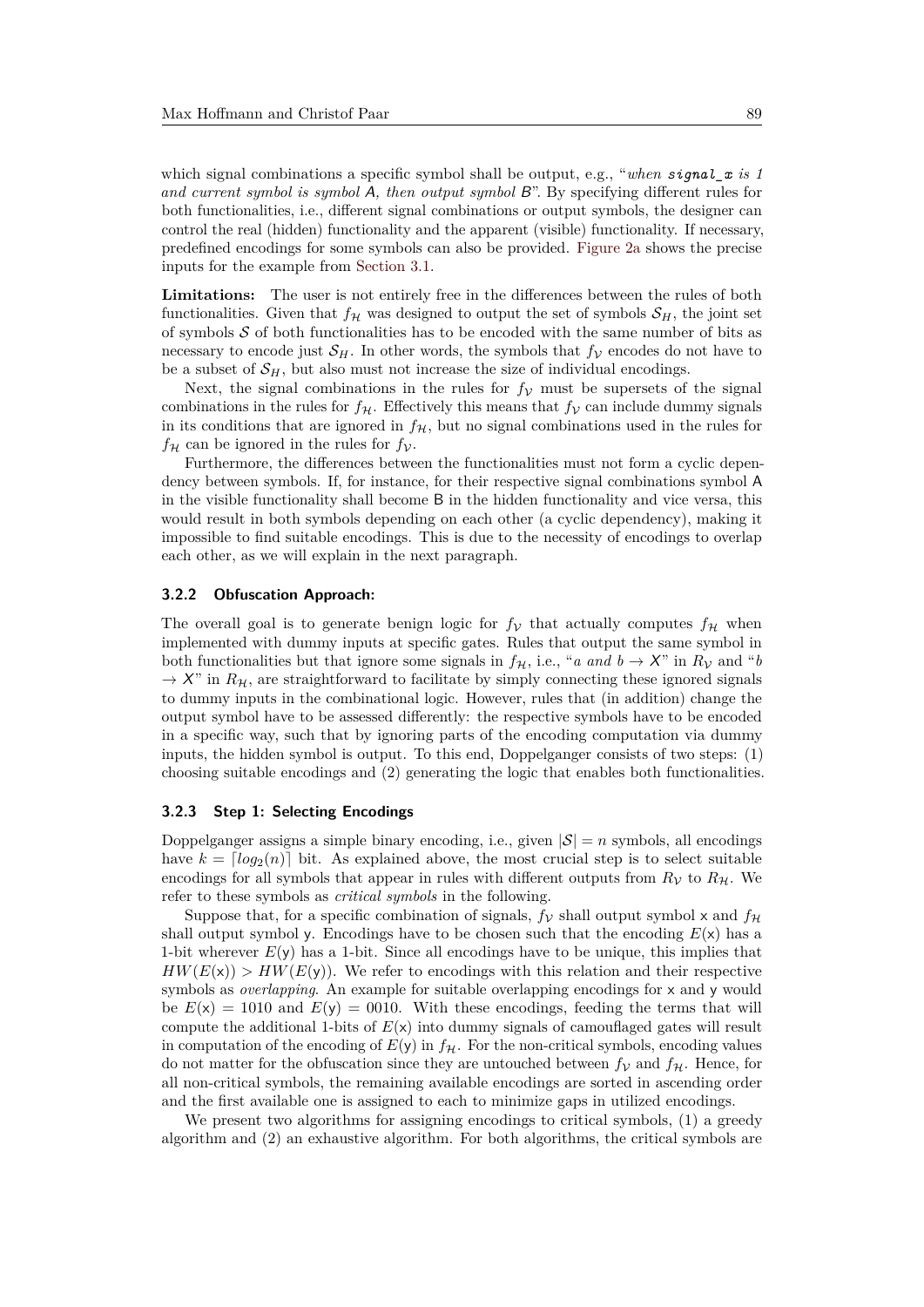which signal combinations a specific symbol shall be output, e.g., "*when* ***signal_x*** *is 1 and current symbol is symbol* A*, then output symbol* B". By specifying different rules for both functionalities, i.e., different signal combinations or output symbols, the designer can control the real (hidden) functionality and the apparent (visible) functionality. If necessary, predefined encodings for some symbols can also be provided. Figure 2a shows the precise inputs for the example from Section 3.1.

**Limitations:** The user is not entirely free in the differences between the rules of both functionalities. Given that $f_{\mathcal{H}}$ was designed to output the set of symbols $\mathcal{S}_H$, the joint set of symbols $\mathcal{S}$ of both functionalities has to be encoded with the same number of bits as necessary to encode just $\mathcal{S}_H$. In other words, the symbols that $f_{\mathcal{V}}$ encodes do not have to be a subset of $\mathcal{S}_H$, but also must not increase the size of individual encodings.

Next, the signal combinations in the rules for $f_{\mathcal{V}}$ must be supersets of the signal combinations in the rules for $f_{\mathcal{H}}$. Effectively this means that $f_{\mathcal{V}}$ can include dummy signals in its conditions that are ignored in $f_{\mathcal{H}}$, but no signal combinations used in the rules for $f_{\mathcal{H}}$ can be ignored in the rules for $f_{\mathcal{V}}$.

Furthermore, the differences between the functionalities must not form a cyclic dependency between symbols. If, for instance, for their respective signal combinations symbol A in the visible functionality shall become B in the hidden functionality and vice versa, this would result in both symbols depending on each other (a cyclic dependency), making it impossible to find suitable encodings. This is due to the necessity of encodings to overlap each other, as we will explain in the next paragraph.

### 3.2.2 Obfuscation Approach:

The overall goal is to generate benign logic for $f_{\mathcal{V}}$ that actually computes $f_{\mathcal{H}}$ when implemented with dummy inputs at specific gates. Rules that output the same symbol in both functionalities but that ignore some signals in $f_{\mathcal{H}}$, i.e., "*a and b* $\rightarrow$ X" in $R_{\mathcal{V}}$ and "*b* $\rightarrow$ X" in $R_{\mathcal{H}}$, are straightforward to facilitate by simply connecting these ignored signals to dummy inputs in the combinational logic. However, rules that (in addition) change the output symbol have to be assessed differently: the respective symbols have to be encoded in a specific way, such that by ignoring parts of the encoding computation via dummy inputs, the hidden symbol is output. To this end, Doppelganger consists of two steps: (1) choosing suitable encodings and (2) generating the logic that enables both functionalities.

### 3.2.3 Step 1: Selecting Encodings

Doppelganger assigns a simple binary encoding, i.e., given $|\mathcal{S}| = n$ symbols, all encodings have $k = \lceil log_2(n) \rceil$ bit. As explained above, the most crucial step is to select suitable encodings for all symbols that appear in rules with different outputs from $R_{\mathcal{V}}$ to $R_{\mathcal{H}}$. We refer to these symbols as *critical symbols* in the following.

Suppose that, for a specific combination of signals, $f_{\mathcal{V}}$ shall output symbol x and $f_{\mathcal{H}}$ shall output symbol y. Encodings have to be chosen such that the encoding $E(\mathsf{x})$ has a 1-bit wherever $E(\mathsf{y})$ has a 1-bit. Since all encodings have to be unique, this implies that $HW(E(\mathsf{x})) > HW(E(\mathsf{y}))$. We refer to encodings with this relation and their respective symbols as *overlapping*. An example for suitable overlapping encodings for x and y would be $E(\mathsf{x}) = 1010$ and $E(\mathsf{y}) = 0010$. With these encodings, feeding the terms that will compute the additional 1-bits of $E(\mathsf{x})$ into dummy signals of camouflaged gates will result in computation of the encoding of $E(\mathsf{y})$ in $f_{\mathcal{H}}$. For the non-critical symbols, encoding values do not matter for the obfuscation since they are untouched between $f_{\mathcal{V}}$ and $f_{\mathcal{H}}$. Hence, for all non-critical symbols, the remaining available encodings are sorted in ascending order and the first available one is assigned to each to minimize gaps in utilized encodings.

We present two algorithms for assigning encodings to critical symbols, (1) a greedy algorithm and (2) an exhaustive algorithm. For both algorithms, the critical symbols are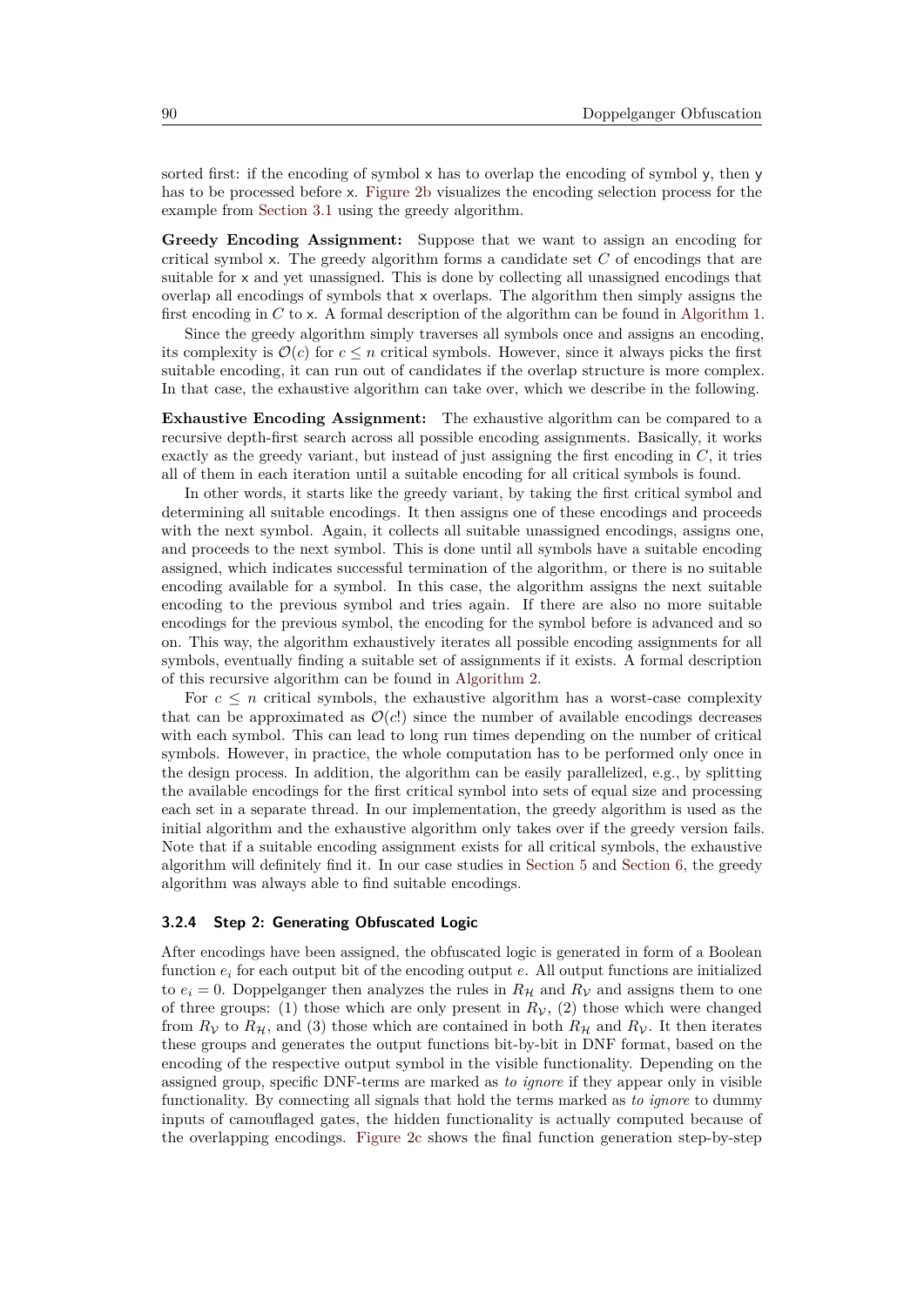sorted first: if the encoding of symbol x has to overlap the encoding of symbol y, then y has to be processed before x. Figure 2b visualizes the encoding selection process for the example from Section 3.1 using the greedy algorithm.

**Greedy Encoding Assignment:** Suppose that we want to assign an encoding for critical symbol x. The greedy algorithm forms a candidate set $C$ of encodings that are suitable for x and yet unassigned. This is done by collecting all unassigned encodings that overlap all encodings of symbols that x overlaps. The algorithm then simply assigns the first encoding in $C$ to x. A formal description of the algorithm can be found in Algorithm 1.

Since the greedy algorithm simply traverses all symbols once and assigns an encoding, its complexity is $\mathcal{O}(c)$ for $c \leq n$ critical symbols. However, since it always picks the first suitable encoding, it can run out of candidates if the overlap structure is more complex. In that case, the exhaustive algorithm can take over, which we describe in the following.

**Exhaustive Encoding Assignment:** The exhaustive algorithm can be compared to a recursive depth-first search across all possible encoding assignments. Basically, it works exactly as the greedy variant, but instead of just assigning the first encoding in $C$, it tries all of them in each iteration until a suitable encoding for all critical symbols is found.

In other words, it starts like the greedy variant, by taking the first critical symbol and determining all suitable encodings. It then assigns one of these encodings and proceeds with the next symbol. Again, it collects all suitable unassigned encodings, assigns one, and proceeds to the next symbol. This is done until all symbols have a suitable encoding assigned, which indicates successful termination of the algorithm, or there is no suitable encoding available for a symbol. In this case, the algorithm assigns the next suitable encoding to the previous symbol and tries again. If there are also no more suitable encodings for the previous symbol, the encoding for the symbol before is advanced and so on. This way, the algorithm exhaustively iterates all possible encoding assignments for all symbols, eventually finding a suitable set of assignments if it exists. A formal description of this recursive algorithm can be found in Algorithm 2.

For $c \leq n$ critical symbols, the exhaustive algorithm has a worst-case complexity that can be approximated as $\mathcal{O}(c!)$ since the number of available encodings decreases with each symbol. This can lead to long run times depending on the number of critical symbols. However, in practice, the whole computation has to be performed only once in the design process. In addition, the algorithm can be easily parallelized, e.g., by splitting the available encodings for the first critical symbol into sets of equal size and processing each set in a separate thread. In our implementation, the greedy algorithm is used as the initial algorithm and the exhaustive algorithm only takes over if the greedy version fails. Note that if a suitable encoding assignment exists for all critical symbols, the exhaustive algorithm will definitely find it. In our case studies in Section 5 and Section 6, the greedy algorithm was always able to find suitable encodings.

### 3.2.4 Step 2: Generating Obfuscated Logic

After encodings have been assigned, the obfuscated logic is generated in form of a Boolean function $e_i$ for each output bit of the encoding output $e$. All output functions are initialized to $e_i = 0$. Doppelganger then analyzes the rules in $R_{\mathcal{H}}$ and $R_{\mathcal{V}}$ and assigns them to one of three groups: (1) those which are only present in $R_{\mathcal{V}}$, (2) those which were changed from $R_{\mathcal{V}}$ to $R_{\mathcal{H}}$, and (3) those which are contained in both $R_{\mathcal{H}}$ and $R_{\mathcal{V}}$. It then iterates these groups and generates the output functions bit-by-bit in DNF format, based on the encoding of the respective output symbol in the visible functionality. Depending on the assigned group, specific DNF-terms are marked as *to ignore* if they appear only in visible functionality. By connecting all signals that hold the terms marked as *to ignore* to dummy inputs of camouflaged gates, the hidden functionality is actually computed because of the overlapping encodings. Figure 2c shows the final function generation step-by-step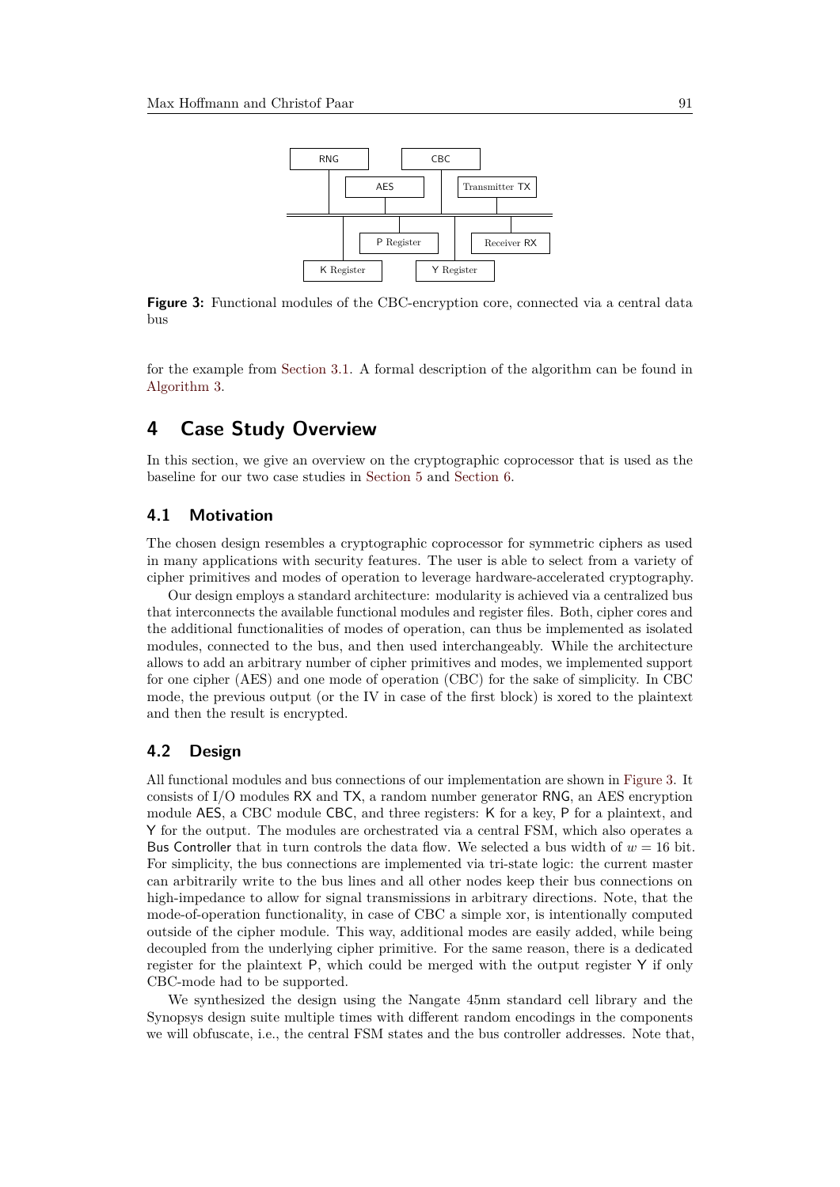Figure 3: Functional modules of the CBC-encryption core, connected via a central data bus

for the example from Section 3.1. A formal description of the algorithm can be found in Algorithm 3.

## 4 Case Study Overview

In this section, we give an overview on the cryptographic coprocessor that is used as the baseline for our two case studies in Section 5 and Section 6.

### 4.1 Motivation

The chosen design resembles a cryptographic coprocessor for symmetric ciphers as used in many applications with security features. The user is able to select from a variety of cipher primitives and modes of operation to leverage hardware-accelerated cryptography.

Our design employs a standard architecture: modularity is achieved via a centralized bus that interconnects the available functional modules and register files. Both, cipher cores and the additional functionalities of modes of operation, can thus be implemented as isolated modules, connected to the bus, and then used interchangeably. While the architecture allows to add an arbitrary number of cipher primitives and modes, we implemented support for one cipher (AES) and one mode of operation (CBC) for the sake of simplicity. In CBC mode, the previous output (or the IV in case of the first block) is xored to the plaintext and then the result is encrypted.

### 4.2 Design

All functional modules and bus connections of our implementation are shown in Figure 3. It consists of I/O modules RX and TX, a random number generator RNG, an AES encryption module AES, a CBC module CBC, and three registers: K for a key, P for a plaintext, and Y for the output. The modules are orchestrated via a central FSM, which also operates a Bus Controller that in turn controls the data flow. We selected a bus width of $w = 16$ bit. For simplicity, the bus connections are implemented via tri-state logic: the current master can arbitrarily write to the bus lines and all other nodes keep their bus connections on high-impedance to allow for signal transmissions in arbitrary directions. Note, that the mode-of-operation functionality, in case of CBC a simple xor, is intentionally computed outside of the cipher module. This way, additional modes are easily added, while being decoupled from the underlying cipher primitive. For the same reason, there is a dedicated register for the plaintext P, which could be merged with the output register Y if only CBC-mode had to be supported.

We synthesized the design using the Nangate 45nm standard cell library and the Synopsys design suite multiple times with different random encodings in the components we will obfuscate, i.e., the central FSM states and the bus controller addresses. Note that,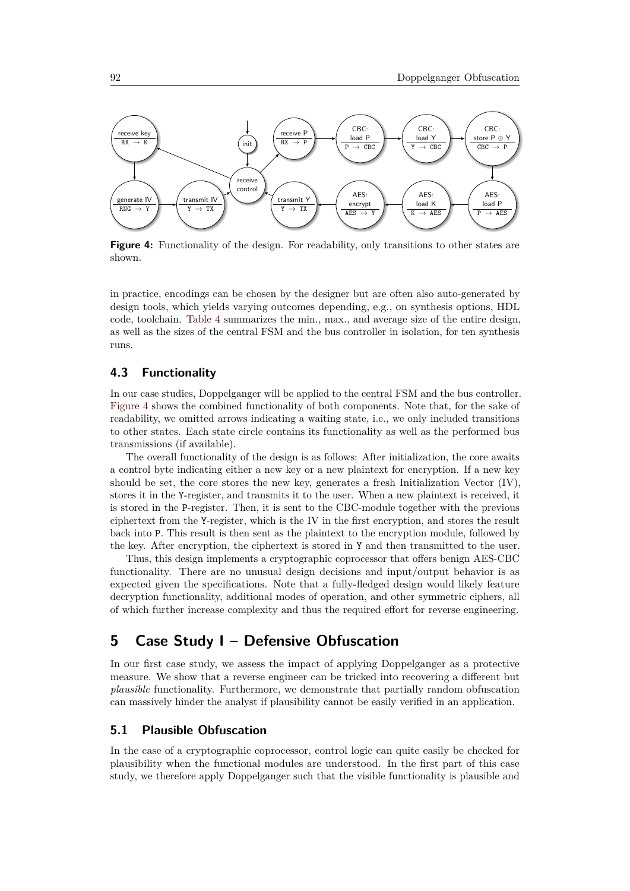**Figure 4:** Functionality of the design. For readability, only transitions to other states are shown.

in practice, encodings can be chosen by the designer but are often also auto-generated by design tools, which yields varying outcomes depending, e.g., on synthesis options, HDL code, toolchain. Table 4 summarizes the min., max., and average size of the entire design, as well as the sizes of the central FSM and the bus controller in isolation, for ten synthesis runs.

## 4.3 Functionality

In our case studies, Doppelganger will be applied to the central FSM and the bus controller. Figure 4 shows the combined functionality of both components. Note that, for the sake of readability, we omitted arrows indicating a waiting state, i.e., we only included transitions to other states. Each state circle contains its functionality as well as the performed bus transmissions (if available).

The overall functionality of the design is as follows: After initialization, the core awaits a control byte indicating either a new key or a new plaintext for encryption. If a new key should be set, the core stores the new key, generates a fresh Initialization Vector (IV), stores it in the Y-register, and transmits it to the user. When a new plaintext is received, it is stored in the P-register. Then, it is sent to the CBC-module together with the previous ciphertext from the Y-register, which is the IV in the first encryption, and stores the result back into P. This result is then sent as the plaintext to the encryption module, followed by the key. After encryption, the ciphertext is stored in Y and then transmitted to the user.

Thus, this design implements a cryptographic coprocessor that offers benign AES-CBC functionality. There are no unusual design decisions and input/output behavior is as expected given the specifications. Note that a fully-fledged design would likely feature decryption functionality, additional modes of operation, and other symmetric ciphers, all of which further increase complexity and thus the required effort for reverse engineering.

# 5 Case Study I – Defensive Obfuscation

In our first case study, we assess the impact of applying Doppelganger as a protective measure. We show that a reverse engineer can be tricked into recovering a different but *plausible* functionality. Furthermore, we demonstrate that partially random obfuscation can massively hinder the analyst if plausibility cannot be easily verified in an application.

## 5.1 Plausible Obfuscation

In the case of a cryptographic coprocessor, control logic can quite easily be checked for plausibility when the functional modules are understood. In the first part of this case study, we therefore apply Doppelganger such that the visible functionality is plausible and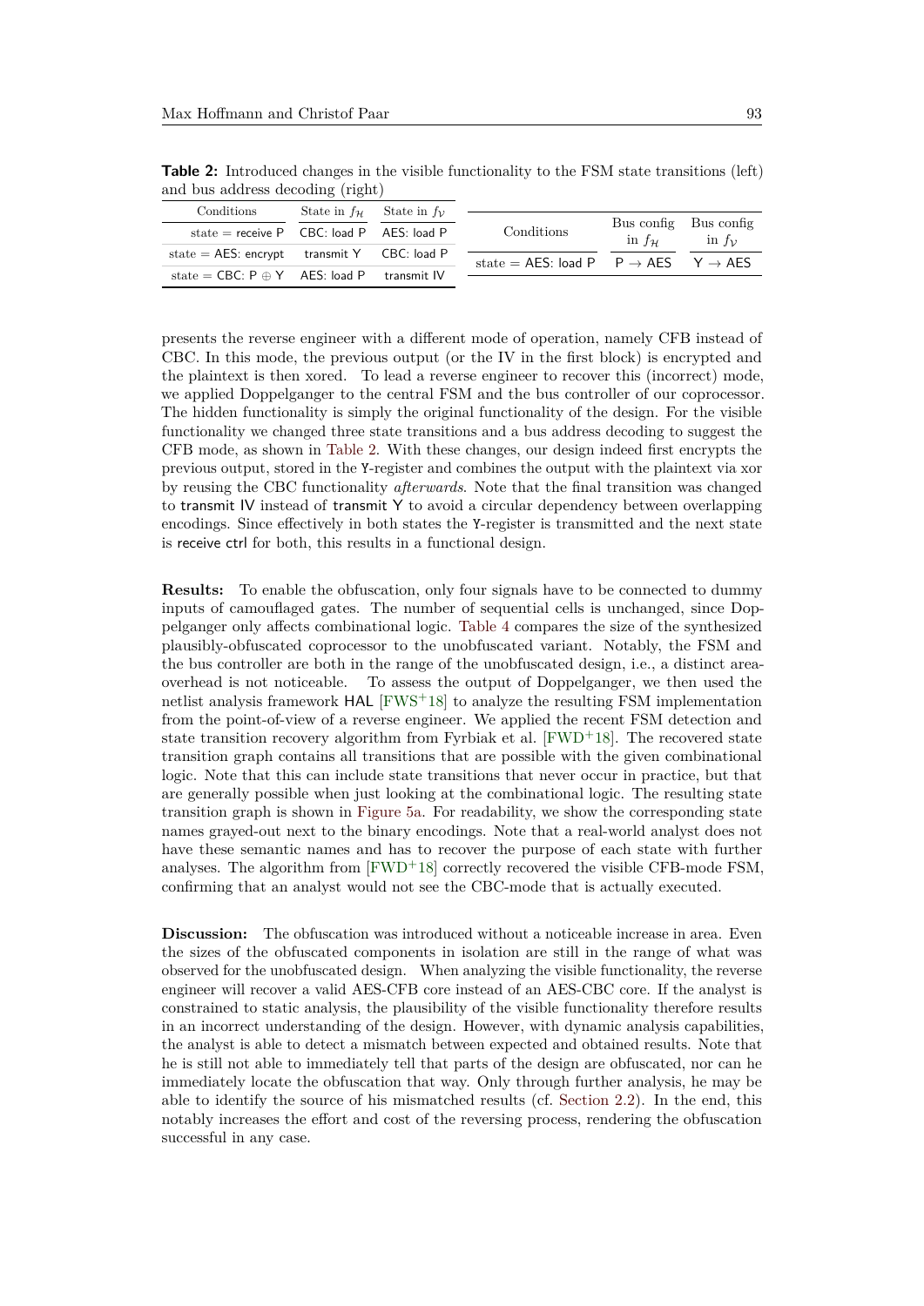**Table 2:** Introduced changes in the visible functionality to the FSM state transitions (left) and bus address decoding (right)

| Conditions | State in $f_{\mathcal{H}}$ | State in $f_{\mathcal{V}}$ |
|---|---|---|
| state = receive P | CBC: load P | AES: load P |
| state = AES: encrypt | transmit Y | CBC: load P |
| state = CBC: P ⊕ Y | AES: load P | transmit IV |

| Conditions | Bus config in $f_{\mathcal{H}}$ | Bus config in $f_{\mathcal{V}}$ |
|---|---|---|
| state = AES: load P | P → AES | Y → AES |

presents the reverse engineer with a different mode of operation, namely CFB instead of CBC. In this mode, the previous output (or the IV in the first block) is encrypted and the plaintext is then xored. To lead a reverse engineer to recover this (incorrect) mode, we applied Doppelganger to the central FSM and the bus controller of our coprocessor. The hidden functionality is simply the original functionality of the design. For the visible functionality we changed three state transitions and a bus address decoding to suggest the CFB mode, as shown in Table 2. With these changes, our design indeed first encrypts the previous output, stored in the Y-register and combines the output with the plaintext via xor by reusing the CBC functionality *afterwards*. Note that the final transition was changed to transmit IV instead of transmit Y to avoid a circular dependency between overlapping encodings. Since effectively in both states the Y-register is transmitted and the next state is receive ctrl for both, this results in a functional design.

**Results:** To enable the obfuscation, only four signals have to be connected to dummy inputs of camouflaged gates. The number of sequential cells is unchanged, since Doppelganger only affects combinational logic. Table 4 compares the size of the synthesized plausibly-obfuscated coprocessor to the unobfuscated variant. Notably, the FSM and the bus controller are both in the range of the unobfuscated design, i.e., a distinct area-overhead is not noticeable. To assess the output of Doppelganger, we then used the netlist analysis framework HAL [FWS+18] to analyze the resulting FSM implementation from the point-of-view of a reverse engineer. We applied the recent FSM detection and state transition recovery algorithm from Fyrbiak et al. [FWD+18]. The recovered state transition graph contains all transitions that are possible with the given combinational logic. Note that this can include state transitions that never occur in practice, but that are generally possible when just looking at the combinational logic. The resulting state transition graph is shown in Figure 5a. For readability, we show the corresponding state names grayed-out next to the binary encodings. Note that a real-world analyst does not have these semantic names and has to recover the purpose of each state with further analyses. The algorithm from [FWD+18] correctly recovered the visible CFB-mode FSM, confirming that an analyst would not see the CBC-mode that is actually executed.

**Discussion:** The obfuscation was introduced without a noticeable increase in area. Even the sizes of the obfuscated components in isolation are still in the range of what was observed for the unobfuscated design. When analyzing the visible functionality, the reverse engineer will recover a valid AES-CFB core instead of an AES-CBC core. If the analyst is constrained to static analysis, the plausibility of the visible functionality therefore results in an incorrect understanding of the design. However, with dynamic analysis capabilities, the analyst is able to detect a mismatch between expected and obtained results. Note that he is still not able to immediately tell that parts of the design are obfuscated, nor can he immediately locate the obfuscation that way. Only through further analysis, he may be able to identify the source of his mismatched results (cf. Section 2.2). In the end, this notably increases the effort and cost of the reversing process, rendering the obfuscation successful in any case.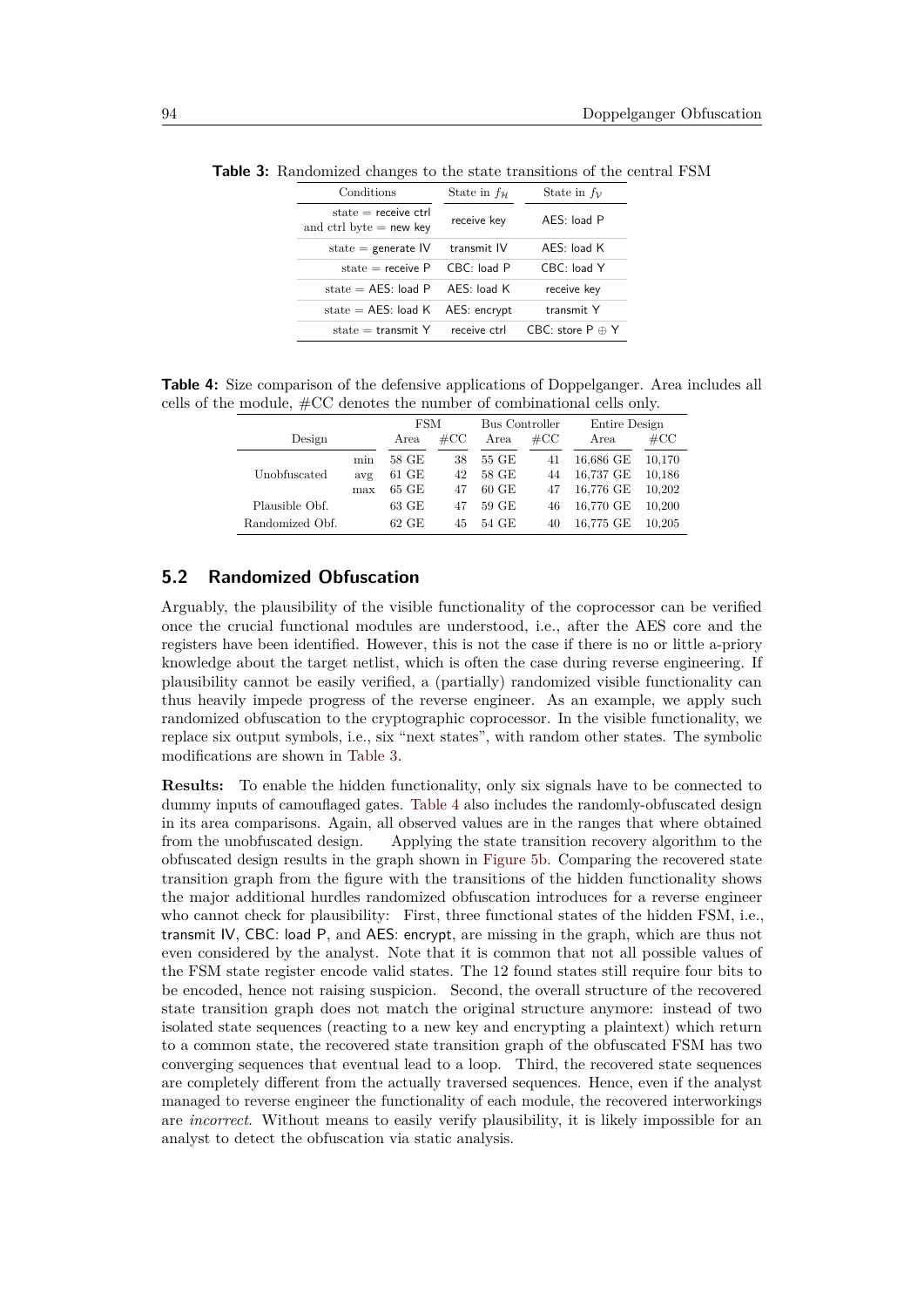**Table 3:** Randomized changes to the state transitions of the central FSM

| Conditions | State in $f_{\mathcal{H}}$ | State in $f_{\mathcal{V}}$ |
|---|---|---|
| state = receive ctrl and ctrl byte = new key | receive key | AES: load P |
| state = generate IV | transmit IV | AES: load K |
| state = receive P | CBC: load P | CBC: load Y |
| state = AES: load P | AES: load K | receive key |
| state = AES: load K | AES: encrypt | transmit Y |
| state = transmit Y | receive ctrl | CBC: store P $\oplus$ Y |

**Table 4:** Size comparison of the defensive applications of Doppelganger. Area includes all cells of the module, #CC denotes the number of combinational cells only.

| Design | | FSM | | Bus Controller | | Entire Design | |
|---|---|---|---|---|---|---|---|
| | | Area | #CC | Area | #CC | Area | #CC |
| Unobfuscated | min | 58 GE | 38 | 55 GE | 41 | 16,686 GE | 10,170 |
| | avg | 61 GE | 42 | 58 GE | 44 | 16,737 GE | 10,186 |
| | max | 65 GE | 47 | 60 GE | 47 | 16,776 GE | 10,202 |
| Plausible Obf. | | 63 GE | 47 | 59 GE | 46 | 16,770 GE | 10,200 |
| Randomized Obf. | | 62 GE | 45 | 54 GE | 40 | 16,775 GE | 10,205 |

## 5.2 Randomized Obfuscation

Arguably, the plausibility of the visible functionality of the coprocessor can be verified once the crucial functional modules are understood, i.e., after the AES core and the registers have been identified. However, this is not the case if there is no or little a-priory knowledge about the target netlist, which is often the case during reverse engineering. If plausibility cannot be easily verified, a (partially) randomized visible functionality can thus heavily impede progress of the reverse engineer. As an example, we apply such randomized obfuscation to the cryptographic coprocessor. In the visible functionality, we replace six output symbols, i.e., six "next states", with random other states. The symbolic modifications are shown in Table 3.

**Results:** To enable the hidden functionality, only six signals have to be connected to dummy inputs of camouflaged gates. Table 4 also includes the randomly-obfuscated design in its area comparisons. Again, all observed values are in the ranges that where obtained from the unobfuscated design. Applying the state transition recovery algorithm to the obfuscated design results in the graph shown in Figure 5b. Comparing the recovered state transition graph from the figure with the transitions of the hidden functionality shows the major additional hurdles randomized obfuscation introduces for a reverse engineer who cannot check for plausibility: First, three functional states of the hidden FSM, i.e., transmit IV, CBC: load P, and AES: encrypt, are missing in the graph, which are thus not even considered by the analyst. Note that it is common that not all possible values of the FSM state register encode valid states. The 12 found states still require four bits to be encoded, hence not raising suspicion. Second, the overall structure of the recovered state transition graph does not match the original structure anymore: instead of two isolated state sequences (reacting to a new key and encrypting a plaintext) which return to a common state, the recovered state transition graph of the obfuscated FSM has two converging sequences that eventual lead to a loop. Third, the recovered state sequences are completely different from the actually traversed sequences. Hence, even if the analyst managed to reverse engineer the functionality of each module, the recovered interworkings are *incorrect*. Without means to easily verify plausibility, it is likely impossible for an analyst to detect the obfuscation via static analysis.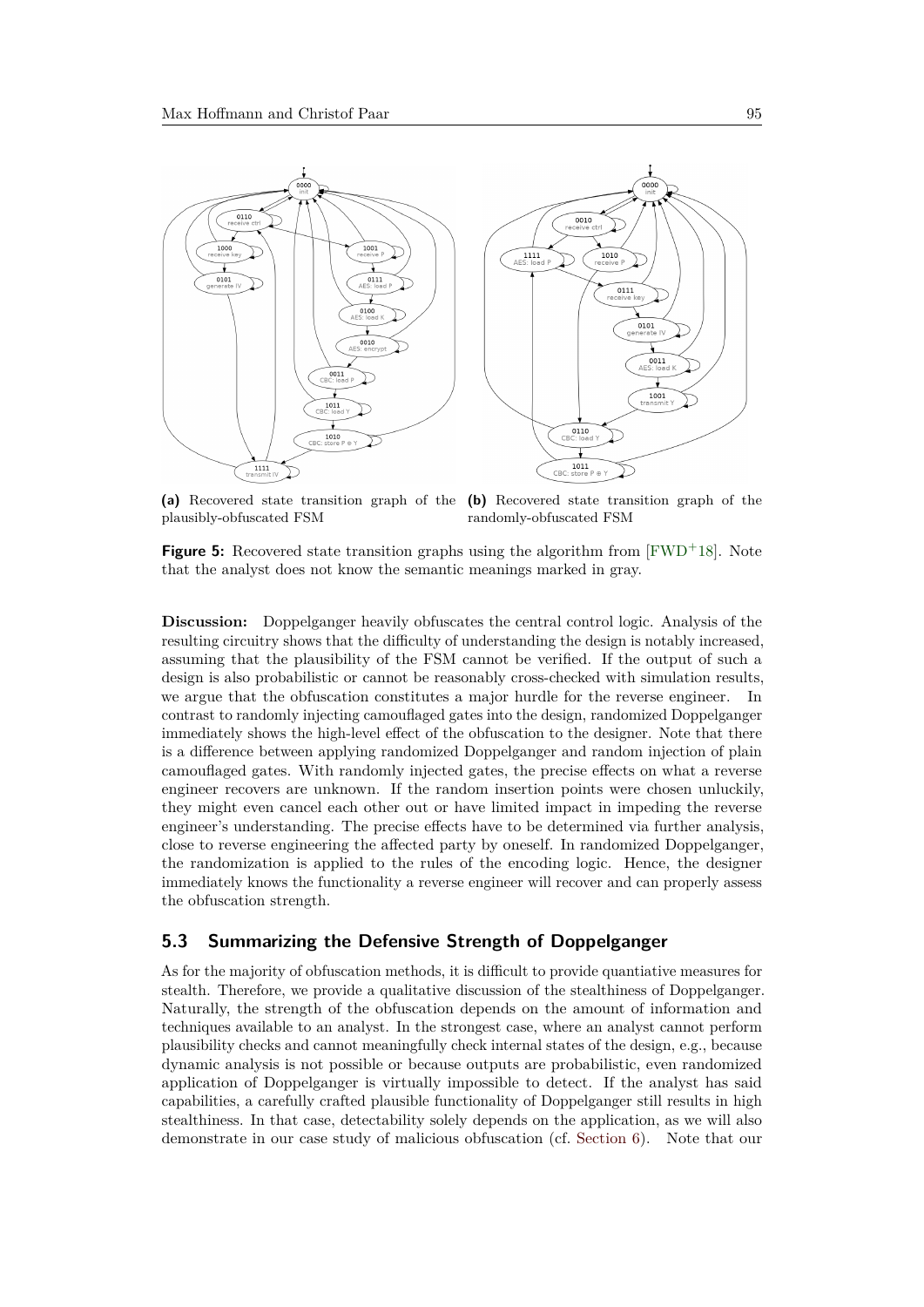(a) Recovered state transition graph of the plausibly-obfuscated FSM

(b) Recovered state transition graph of the randomly-obfuscated FSM

**Figure 5:** Recovered state transition graphs using the algorithm from [FWD+18]. Note that the analyst does not know the semantic meanings marked in gray.

**Discussion:** Doppelganger heavily obfuscates the central control logic. Analysis of the resulting circuitry shows that the difficulty of understanding the design is notably increased, assuming that the plausibility of the FSM cannot be verified. If the output of such a design is also probabilistic or cannot be reasonably cross-checked with simulation results, we argue that the obfuscation constitutes a major hurdle for the reverse engineer. In contrast to randomly injecting camouflaged gates into the design, randomized Doppelganger immediately shows the high-level effect of the obfuscation to the designer. Note that there is a difference between applying randomized Doppelganger and random injection of plain camouflaged gates. With randomly injected gates, the precise effects on what a reverse engineer recovers are unknown. If the random insertion points were chosen unluckily, they might even cancel each other out or have limited impact in impeding the reverse engineer's understanding. The precise effects have to be determined via further analysis, close to reverse engineering the affected party by oneself. In randomized Doppelganger, the randomization is applied to the rules of the encoding logic. Hence, the designer immediately knows the functionality a reverse engineer will recover and can properly assess the obfuscation strength.

## 5.3 Summarizing the Defensive Strength of Doppelganger

As for the majority of obfuscation methods, it is difficult to provide quantiative measures for stealth. Therefore, we provide a qualitative discussion of the stealthiness of Doppelganger. Naturally, the strength of the obfuscation depends on the amount of information and techniques available to an analyst. In the strongest case, where an analyst cannot perform plausibility checks and cannot meaningfully check internal states of the design, e.g., because dynamic analysis is not possible or because outputs are probabilistic, even randomized application of Doppelganger is virtually impossible to detect. If the analyst has said capabilities, a carefully crafted plausible functionality of Doppelganger still results in high stealthiness. In that case, detectability solely depends on the application, as we will also demonstrate in our case study of malicious obfuscation (cf. Section 6). Note that our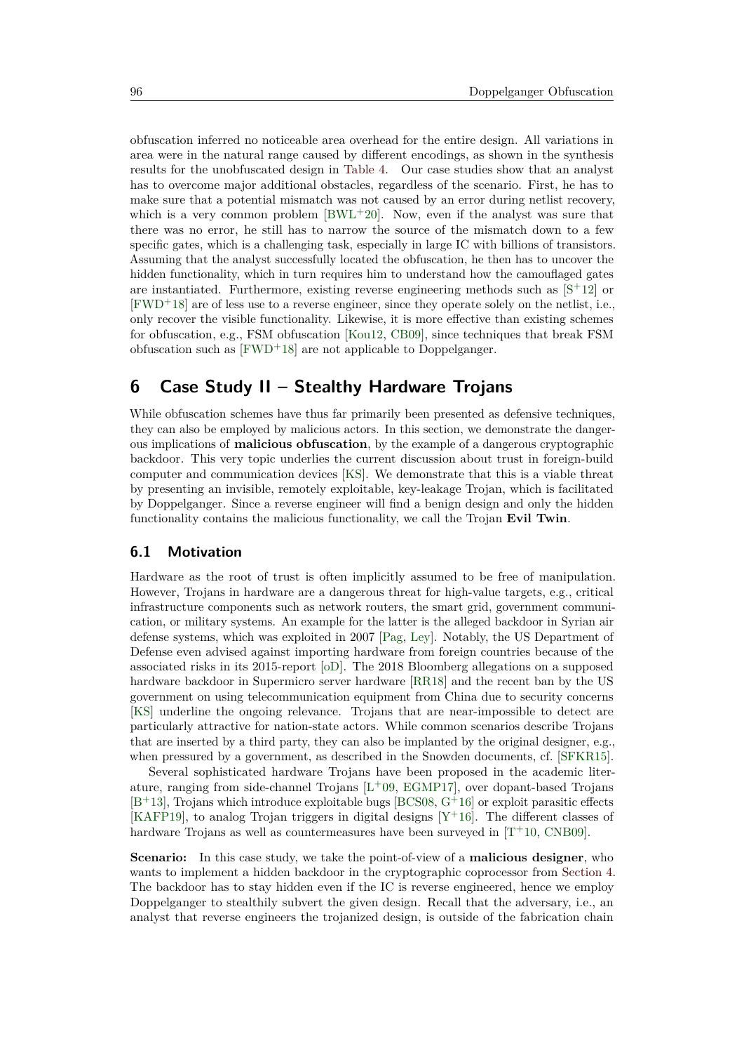obfuscation inferred no noticeable area overhead for the entire design. All variations in area were in the natural range caused by different encodings, as shown in the synthesis results for the unobfuscated design in Table 4. Our case studies show that an analyst has to overcome major additional obstacles, regardless of the scenario. First, he has to make sure that a potential mismatch was not caused by an error during netlist recovery, which is a very common problem [BWL+20]. Now, even if the analyst was sure that there was no error, he still has to narrow the source of the mismatch down to a few specific gates, which is a challenging task, especially in large IC with billions of transistors. Assuming that the analyst successfully located the obfuscation, he then has to uncover the hidden functionality, which in turn requires him to understand how the camouflaged gates are instantiated. Furthermore, existing reverse engineering methods such as [S+12] or [FWD+18] are of less use to a reverse engineer, since they operate solely on the netlist, i.e., only recover the visible functionality. Likewise, it is more effective than existing schemes for obfuscation, e.g., FSM obfuscation [Kou12, CB09], since techniques that break FSM obfuscation such as [FWD+18] are not applicable to Doppelganger.

## 6 Case Study II – Stealthy Hardware Trojans

While obfuscation schemes have thus far primarily been presented as defensive techniques, they can also be employed by malicious actors. In this section, we demonstrate the dangerous implications of **malicious obfuscation**, by the example of a dangerous cryptographic backdoor. This very topic underlies the current discussion about trust in foreign-build computer and communication devices [KS]. We demonstrate that this is a viable threat by presenting an invisible, remotely exploitable, key-leakage Trojan, which is facilitated by Doppelganger. Since a reverse engineer will find a benign design and only the hidden functionality contains the malicious functionality, we call the Trojan **Evil Twin**.

### 6.1 Motivation

Hardware as the root of trust is often implicitly assumed to be free of manipulation. However, Trojans in hardware are a dangerous threat for high-value targets, e.g., critical infrastructure components such as network routers, the smart grid, government communication, or military systems. An example for the latter is the alleged backdoor in Syrian air defense systems, which was exploited in 2007 [Pag, Ley]. Notably, the US Department of Defense even advised against importing hardware from foreign countries because of the associated risks in its 2015-report [oD]. The 2018 Bloomberg allegations on a supposed hardware backdoor in Supermicro server hardware [RR18] and the recent ban by the US government on using telecommunication equipment from China due to security concerns [KS] underline the ongoing relevance. Trojans that are near-impossible to detect are particularly attractive for nation-state actors. While common scenarios describe Trojans that are inserted by a third party, they can also be implanted by the original designer, e.g., when pressured by a government, as described in the Snowden documents, cf. [SFKR15].

Several sophisticated hardware Trojans have been proposed in the academic literature, ranging from side-channel Trojans [L+09, EGMP17], over dopant-based Trojans [B+13], Trojans which introduce exploitable bugs [BCS08, G+16] or exploit parasitic effects [KAFP19], to analog Trojan triggers in digital designs [Y+16]. The different classes of hardware Trojans as well as countermeasures have been surveyed in [T+10, CNB09].

**Scenario:** In this case study, we take the point-of-view of a **malicious designer**, who wants to implement a hidden backdoor in the cryptographic coprocessor from Section 4. The backdoor has to stay hidden even if the IC is reverse engineered, hence we employ Doppelganger to stealthily subvert the given design. Recall that the adversary, i.e., an analyst that reverse engineers the trojanized design, is outside of the fabrication chain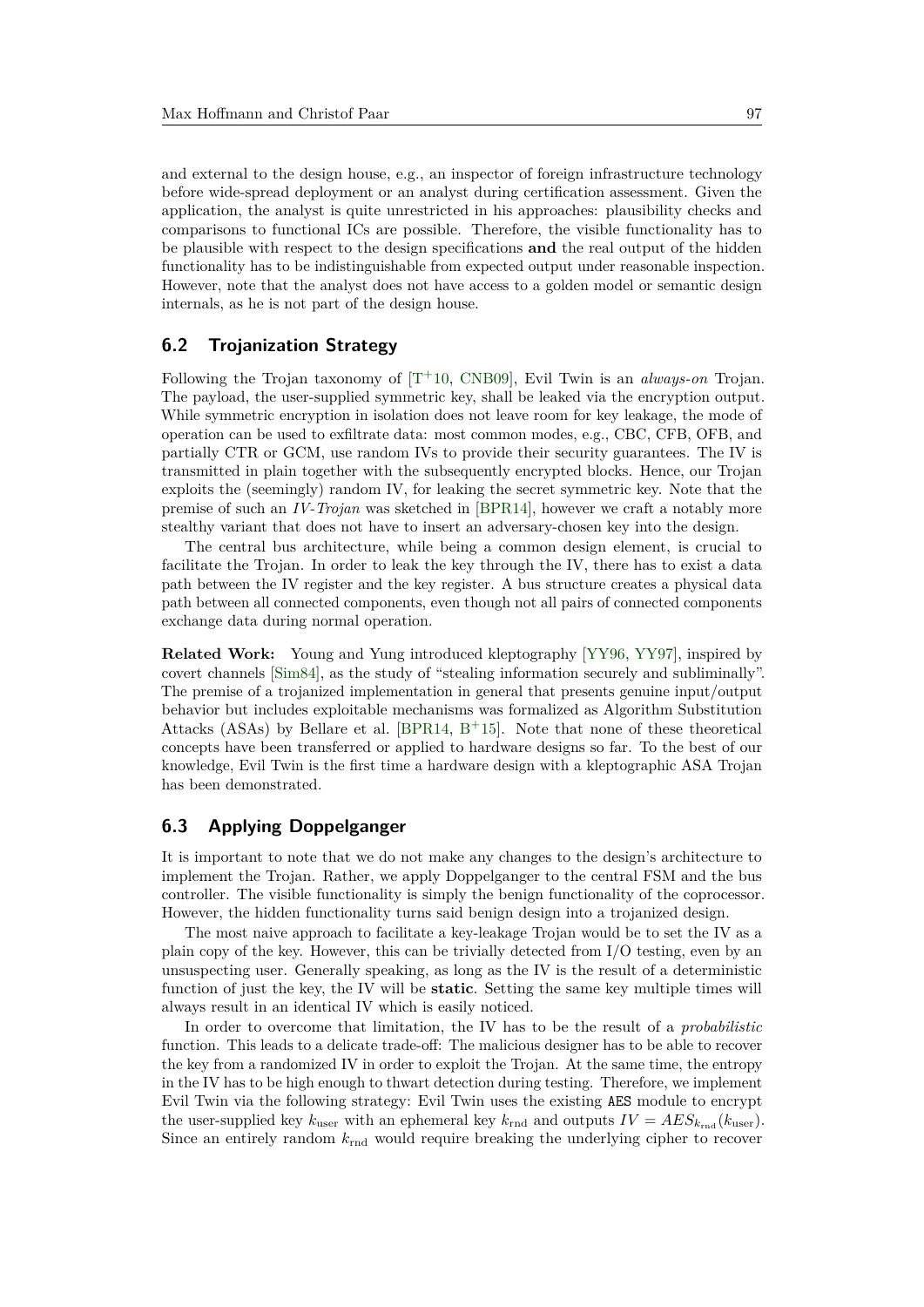and external to the design house, e.g., an inspector of foreign infrastructure technology before wide-spread deployment or an analyst during certification assessment. Given the application, the analyst is quite unrestricted in his approaches: plausibility checks and comparisons to functional ICs are possible. Therefore, the visible functionality has to be plausible with respect to the design specifications **and** the real output of the hidden functionality has to be indistinguishable from expected output under reasonable inspection. However, note that the analyst does not have access to a golden model or semantic design internals, as he is not part of the design house.

## 6.2 Trojanization Strategy

Following the Trojan taxonomy of [T+10, CNB09], Evil Twin is an *always-on* Trojan. The payload, the user-supplied symmetric key, shall be leaked via the encryption output. While symmetric encryption in isolation does not leave room for key leakage, the mode of operation can be used to exfiltrate data: most common modes, e.g., CBC, CFB, OFB, and partially CTR or GCM, use random IVs to provide their security guarantees. The IV is transmitted in plain together with the subsequently encrypted blocks. Hence, our Trojan exploits the (seemingly) random IV, for leaking the secret symmetric key. Note that the premise of such an *IV-Trojan* was sketched in [BPR14], however we craft a notably more stealthy variant that does not have to insert an adversary-chosen key into the design.

The central bus architecture, while being a common design element, is crucial to facilitate the Trojan. In order to leak the key through the IV, there has to exist a data path between the IV register and the key register. A bus structure creates a physical data path between all connected components, even though not all pairs of connected components exchange data during normal operation.

**Related Work:** Young and Yung introduced kleptography [YY96, YY97], inspired by covert channels [Sim84], as the study of "stealing information securely and subliminally". The premise of a trojanized implementation in general that presents genuine input/output behavior but includes exploitable mechanisms was formalized as Algorithm Substitution Attacks (ASAs) by Bellare et al. [BPR14, B+15]. Note that none of these theoretical concepts have been transferred or applied to hardware designs so far. To the best of our knowledge, Evil Twin is the first time a hardware design with a kleptographic ASA Trojan has been demonstrated.

## 6.3 Applying Doppelganger

It is important to note that we do not make any changes to the design's architecture to implement the Trojan. Rather, we apply Doppelganger to the central FSM and the bus controller. The visible functionality is simply the benign functionality of the coprocessor. However, the hidden functionality turns said benign design into a trojanized design.

The most naive approach to facilitate a key-leakage Trojan would be to set the IV as a plain copy of the key. However, this can be trivially detected from I/O testing, even by an unsuspecting user. Generally speaking, as long as the IV is the result of a deterministic function of just the key, the IV will be **static**. Setting the same key multiple times will always result in an identical IV which is easily noticed.

In order to overcome that limitation, the IV has to be the result of a *probabilistic* function. This leads to a delicate trade-off: The malicious designer has to be able to recover the key from a randomized IV in order to exploit the Trojan. At the same time, the entropy in the IV has to be high enough to thwart detection during testing. Therefore, we implement Evil Twin via the following strategy: Evil Twin uses the existing `AES` module to encrypt the user-supplied key $k_{\text{user}}$ with an ephemeral key $k_{\text{rnd}}$ and outputs $IV = AES_{k_{\text{rnd}}}(k_{\text{user}})$. Since an entirely random $k_{\text{rnd}}$ would require breaking the underlying cipher to recover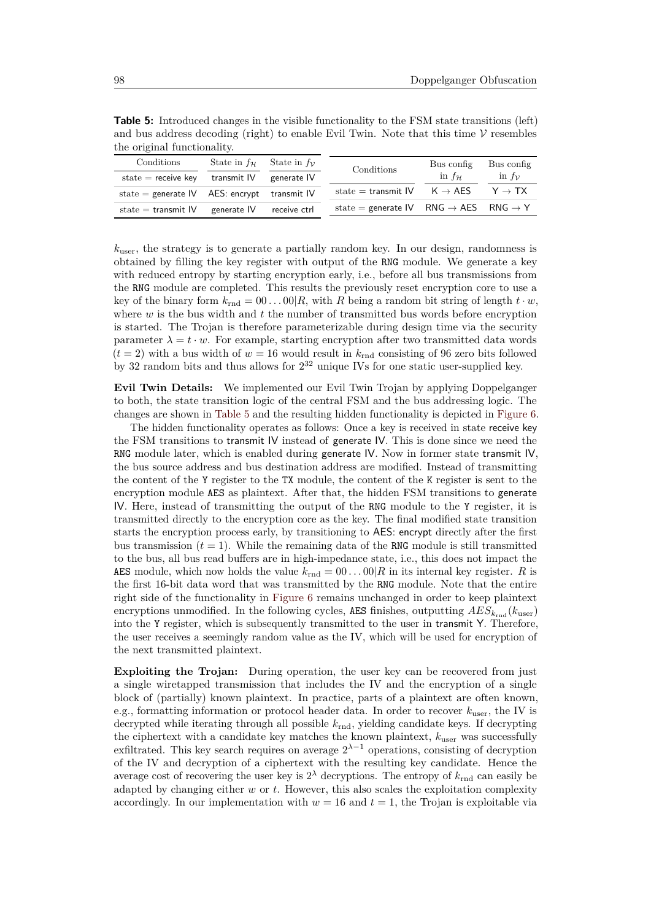**Table 5:** Introduced changes in the visible functionality to the FSM state transitions (left) and bus address decoding (right) to enable Evil Twin. Note that this time $\mathcal{V}$ resembles the original functionality.

| Conditions | State in $f_{\mathcal{H}}$ | State in $f_{\mathcal{V}}$ |
|---|---|---|
| state = receive key | transmit IV | generate IV |
| state = generate IV | AES: encrypt | transmit IV |
| state = transmit IV | generate IV | receive ctrl |

| Conditions | Bus config in $f_{\mathcal{H}}$ | Bus config in $f_{\mathcal{V}}$ |
|---|---|---|
| state = transmit IV | K → AES | Y → TX |
| state = generate IV | RNG → AES | RNG → Y |

$k_{\text{user}}$, the strategy is to generate a partially random key. In our design, randomness is obtained by filling the key register with output of the RNG module. We generate a key with reduced entropy by starting encryption early, i.e., before all bus transmissions from the RNG module are completed. This results the previously reset encryption core to use a key of the binary form $k_{\text{rnd}} = 00\ldots00|R$, with $R$ being a random bit string of length $t \cdot w$, where $w$ is the bus width and $t$ the number of transmitted bus words before encryption is started. The Trojan is therefore parameterizable during design time via the security parameter $\lambda = t \cdot w$. For example, starting encryption after two transmitted data words ($t = 2$) with a bus width of $w = 16$ would result in $k_{\text{rnd}}$ consisting of 96 zero bits followed by 32 random bits and thus allows for $2^{32}$ unique IVs for one static user-supplied key.

**Evil Twin Details:** We implemented our Evil Twin Trojan by applying Doppelganger to both, the state transition logic of the central FSM and the bus addressing logic. The changes are shown in Table 5 and the resulting hidden functionality is depicted in Figure 6.

The hidden functionality operates as follows: Once a key is received in state receive key the FSM transitions to transmit IV instead of generate IV. This is done since we need the RNG module later, which is enabled during generate IV. Now in former state transmit IV, the bus source address and bus destination address are modified. Instead of transmitting the content of the Y register to the TX module, the content of the K register is sent to the encryption module AES as plaintext. After that, the hidden FSM transitions to generate IV. Here, instead of transmitting the output of the RNG module to the Y register, it is transmitted directly to the encryption core as the key. The final modified state transition starts the encryption process early, by transitioning to AES: encrypt directly after the first bus transmission ($t = 1$). While the remaining data of the RNG module is still transmitted to the bus, all bus read buffers are in high-impedance state, i.e., this does not impact the AES module, which now holds the value $k_{\text{rnd}} = 00\ldots00|R$ in its internal key register. $R$ is the first 16-bit data word that was transmitted by the RNG module. Note that the entire right side of the functionality in Figure 6 remains unchanged in order to keep plaintext encryptions unmodified. In the following cycles, AES finishes, outputting $AES_{k_{\text{rnd}}}(k_{\text{user}})$ into the Y register, which is subsequently transmitted to the user in transmit Y. Therefore, the user receives a seemingly random value as the IV, which will be used for encryption of the next transmitted plaintext.

**Exploiting the Trojan:** During operation, the user key can be recovered from just a single wiretapped transmission that includes the IV and the encryption of a single block of (partially) known plaintext. In practice, parts of a plaintext are often known, e.g., formatting information or protocol header data. In order to recover $k_{\text{user}}$, the IV is decrypted while iterating through all possible $k_{\text{rnd}}$, yielding candidate keys. If decrypting the ciphertext with a candidate key matches the known plaintext, $k_{\text{user}}$ was successfully exfiltrated. This key search requires on average $2^{\lambda-1}$ operations, consisting of decryption of the IV and decryption of a ciphertext with the resulting key candidate. Hence the average cost of recovering the user key is $2^{\lambda}$ decryptions. The entropy of $k_{\text{rnd}}$ can easily be adapted by changing either $w$ or $t$. However, this also scales the exploitation complexity accordingly. In our implementation with $w = 16$ and $t = 1$, the Trojan is exploitable via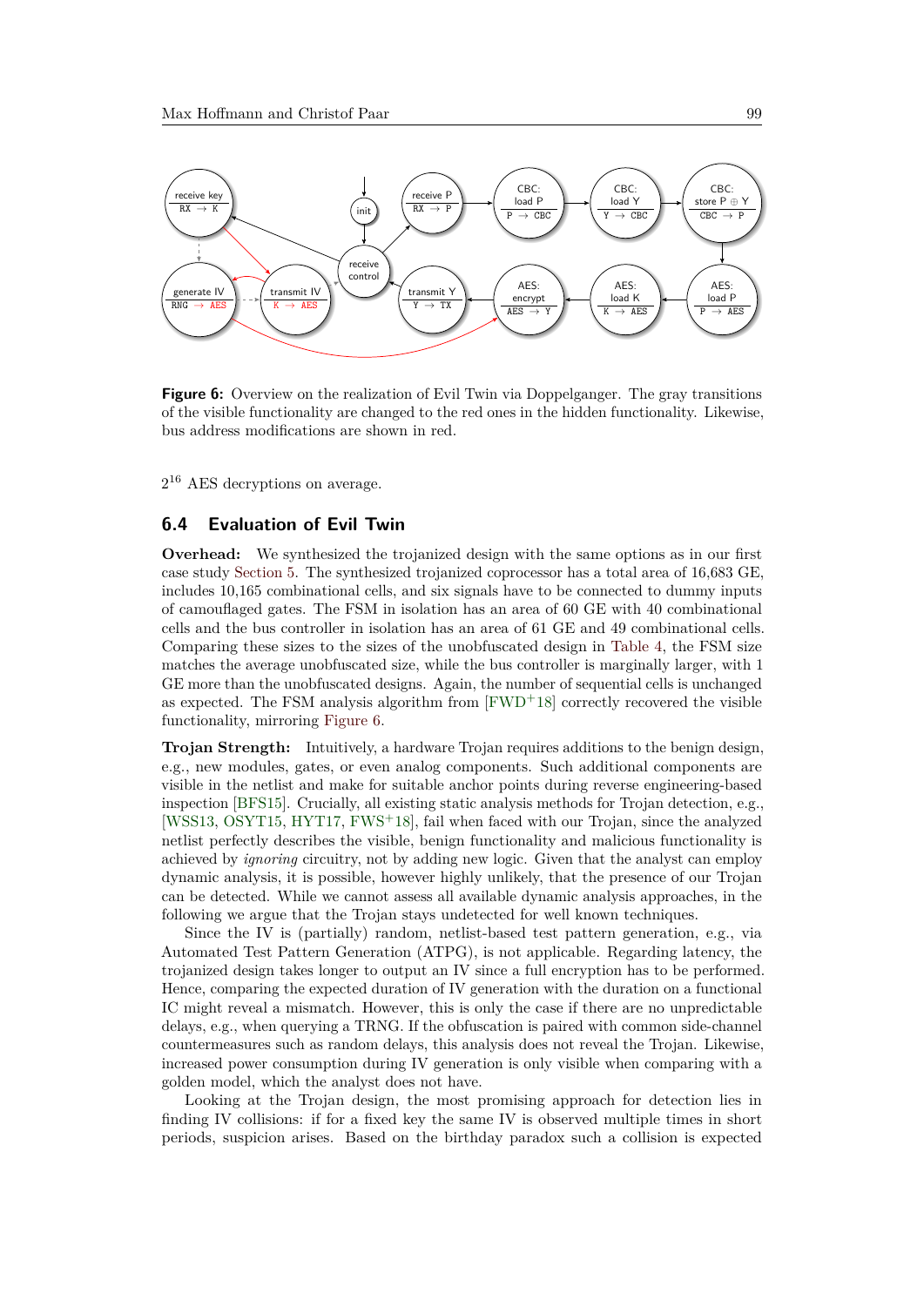Figure 6: Overview on the realization of Evil Twin via Doppelganger. The gray transitions of the visible functionality are changed to the red ones in the hidden functionality. Likewise, bus address modifications are shown in red.

$2^{16}$ AES decryptions on average.

### 6.4 Evaluation of Evil Twin

**Overhead:** We synthesized the trojanized design with the same options as in our first case study Section 5. The synthesized trojanized coprocessor has a total area of 16,683 GE, includes 10,165 combinational cells, and six signals have to be connected to dummy inputs of camouflaged gates. The FSM in isolation has an area of 60 GE with 40 combinational cells and the bus controller in isolation has an area of 61 GE and 49 combinational cells. Comparing these sizes to the sizes of the unobfuscated design in Table 4, the FSM size matches the average unobfuscated size, while the bus controller is marginally larger, with 1 GE more than the unobfuscated designs. Again, the number of sequential cells is unchanged as expected. The FSM analysis algorithm from [FWD+18] correctly recovered the visible functionality, mirroring Figure 6.

**Trojan Strength:** Intuitively, a hardware Trojan requires additions to the benign design, e.g., new modules, gates, or even analog components. Such additional components are visible in the netlist and make for suitable anchor points during reverse engineering-based inspection [BFS15]. Crucially, all existing static analysis methods for Trojan detection, e.g., [WSS13, OSYT15, HYT17, FWS+18], fail when faced with our Trojan, since the analyzed netlist perfectly describes the visible, benign functionality and malicious functionality is achieved by *ignoring* circuitry, not by adding new logic. Given that the analyst can employ dynamic analysis, it is possible, however highly unlikely, that the presence of our Trojan can be detected. While we cannot assess all available dynamic analysis approaches, in the following we argue that the Trojan stays undetected for well known techniques.

Since the IV is (partially) random, netlist-based test pattern generation, e.g., via Automated Test Pattern Generation (ATPG), is not applicable. Regarding latency, the trojanized design takes longer to output an IV since a full encryption has to be performed. Hence, comparing the expected duration of IV generation with the duration on a functional IC might reveal a mismatch. However, this is only the case if there are no unpredictable delays, e.g., when querying a TRNG. If the obfuscation is paired with common side-channel countermeasures such as random delays, this analysis does not reveal the Trojan. Likewise, increased power consumption during IV generation is only visible when comparing with a golden model, which the analyst does not have.

Looking at the Trojan design, the most promising approach for detection lies in finding IV collisions: if for a fixed key the same IV is observed multiple times in short periods, suspicion arises. Based on the birthday paradox such a collision is expected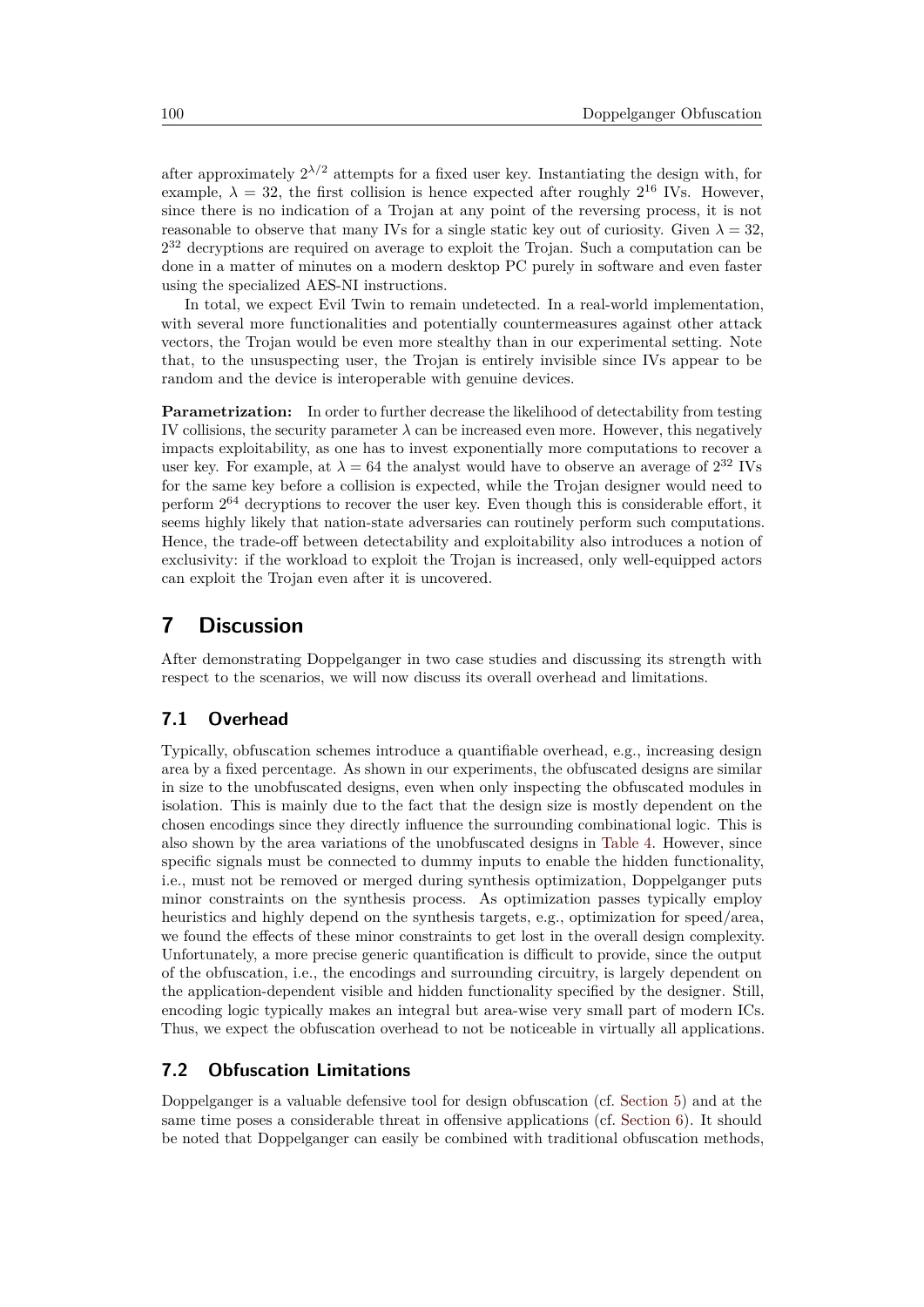after approximately $2^{\lambda/2}$ attempts for a fixed user key. Instantiating the design with, for example, $\lambda = 32$, the first collision is hence expected after roughly $2^{16}$ IVs. However, since there is no indication of a Trojan at any point of the reversing process, it is not reasonable to observe that many IVs for a single static key out of curiosity. Given $\lambda = 32$, $2^{32}$ decryptions are required on average to exploit the Trojan. Such a computation can be done in a matter of minutes on a modern desktop PC purely in software and even faster using the specialized AES-NI instructions.

In total, we expect Evil Twin to remain undetected. In a real-world implementation, with several more functionalities and potentially countermeasures against other attack vectors, the Trojan would be even more stealthy than in our experimental setting. Note that, to the unsuspecting user, the Trojan is entirely invisible since IVs appear to be random and the device is interoperable with genuine devices.

**Parametrization:** In order to further decrease the likelihood of detectability from testing IV collisions, the security parameter $\lambda$ can be increased even more. However, this negatively impacts exploitability, as one has to invest exponentially more computations to recover a user key. For example, at $\lambda = 64$ the analyst would have to observe an average of $2^{32}$ IVs for the same key before a collision is expected, while the Trojan designer would need to perform $2^{64}$ decryptions to recover the user key. Even though this is considerable effort, it seems highly likely that nation-state adversaries can routinely perform such computations. Hence, the trade-off between detectability and exploitability also introduces a notion of exclusivity: if the workload to exploit the Trojan is increased, only well-equipped actors can exploit the Trojan even after it is uncovered.

# 7 Discussion

After demonstrating Doppelganger in two case studies and discussing its strength with respect to the scenarios, we will now discuss its overall overhead and limitations.

## 7.1 Overhead

Typically, obfuscation schemes introduce a quantifiable overhead, e.g., increasing design area by a fixed percentage. As shown in our experiments, the obfuscated designs are similar in size to the unobfuscated designs, even when only inspecting the obfuscated modules in isolation. This is mainly due to the fact that the design size is mostly dependent on the chosen encodings since they directly influence the surrounding combinational logic. This is also shown by the area variations of the unobfuscated designs in Table 4. However, since specific signals must be connected to dummy inputs to enable the hidden functionality, i.e., must not be removed or merged during synthesis optimization, Doppelganger puts minor constraints on the synthesis process. As optimization passes typically employ heuristics and highly depend on the synthesis targets, e.g., optimization for speed/area, we found the effects of these minor constraints to get lost in the overall design complexity. Unfortunately, a more precise generic quantification is difficult to provide, since the output of the obfuscation, i.e., the encodings and surrounding circuitry, is largely dependent on the application-dependent visible and hidden functionality specified by the designer. Still, encoding logic typically makes an integral but area-wise very small part of modern ICs. Thus, we expect the obfuscation overhead to not be noticeable in virtually all applications.

## 7.2 Obfuscation Limitations

Doppelganger is a valuable defensive tool for design obfuscation (cf. Section 5) and at the same time poses a considerable threat in offensive applications (cf. Section 6). It should be noted that Doppelganger can easily be combined with traditional obfuscation methods,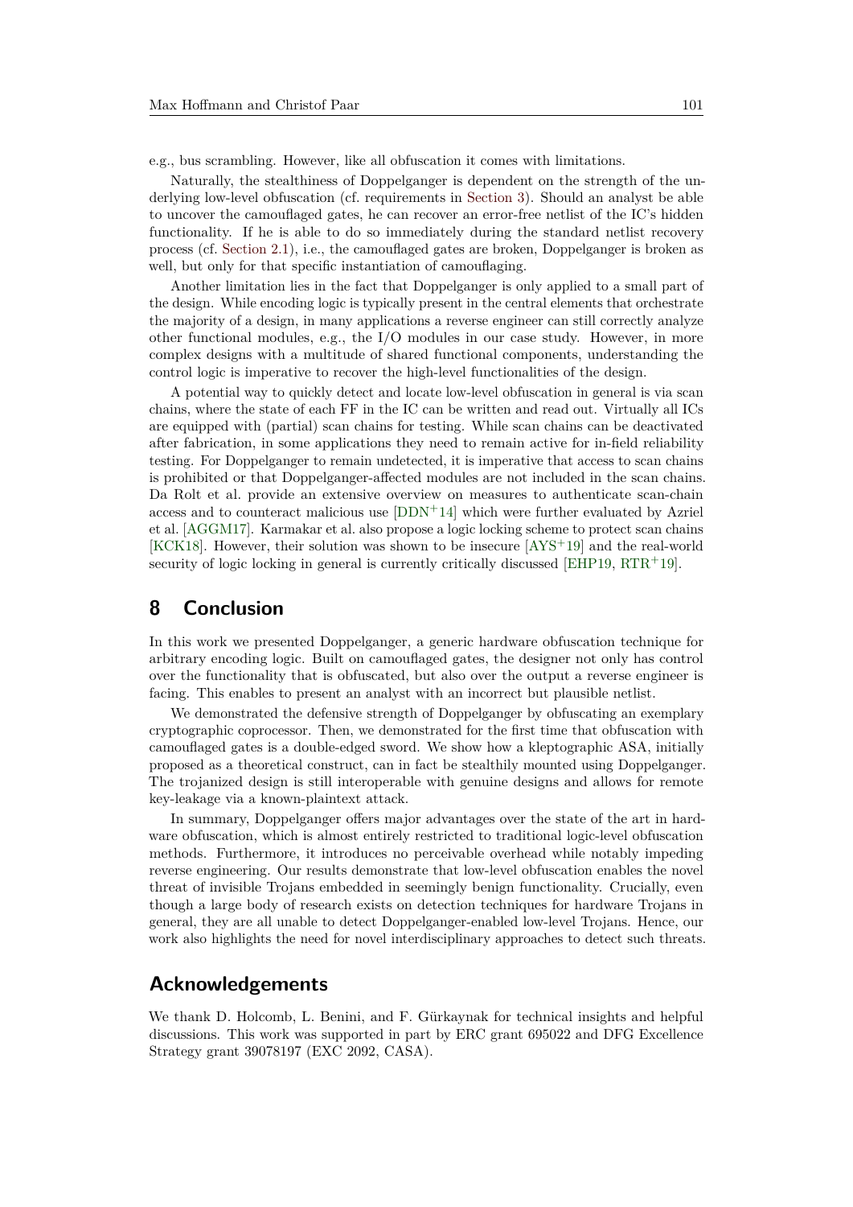e.g., bus scrambling. However, like all obfuscation it comes with limitations.

Naturally, the stealthiness of Doppelganger is dependent on the strength of the underlying low-level obfuscation (cf. requirements in Section 3). Should an analyst be able to uncover the camouflaged gates, he can recover an error-free netlist of the IC's hidden functionality. If he is able to do so immediately during the standard netlist recovery process (cf. Section 2.1), i.e., the camouflaged gates are broken, Doppelganger is broken as well, but only for that specific instantiation of camouflaging.

Another limitation lies in the fact that Doppelganger is only applied to a small part of the design. While encoding logic is typically present in the central elements that orchestrate the majority of a design, in many applications a reverse engineer can still correctly analyze other functional modules, e.g., the I/O modules in our case study. However, in more complex designs with a multitude of shared functional components, understanding the control logic is imperative to recover the high-level functionalities of the design.

A potential way to quickly detect and locate low-level obfuscation in general is via scan chains, where the state of each FF in the IC can be written and read out. Virtually all ICs are equipped with (partial) scan chains for testing. While scan chains can be deactivated after fabrication, in some applications they need to remain active for in-field reliability testing. For Doppelganger to remain undetected, it is imperative that access to scan chains is prohibited or that Doppelganger-affected modules are not included in the scan chains. Da Rolt et al. provide an extensive overview on measures to authenticate scan-chain access and to counteract malicious use [DDN+14] which were further evaluated by Azriel et al. [AGGM17]. Karmakar et al. also propose a logic locking scheme to protect scan chains [KCK18]. However, their solution was shown to be insecure [AYS+19] and the real-world security of logic locking in general is currently critically discussed [EHP19, RTR+19].

## 8 Conclusion

In this work we presented Doppelganger, a generic hardware obfuscation technique for arbitrary encoding logic. Built on camouflaged gates, the designer not only has control over the functionality that is obfuscated, but also over the output a reverse engineer is facing. This enables to present an analyst with an incorrect but plausible netlist.

We demonstrated the defensive strength of Doppelganger by obfuscating an exemplary cryptographic coprocessor. Then, we demonstrated for the first time that obfuscation with camouflaged gates is a double-edged sword. We show how a kleptographic ASA, initially proposed as a theoretical construct, can in fact be stealthily mounted using Doppelganger. The trojanized design is still interoperable with genuine designs and allows for remote key-leakage via a known-plaintext attack.

In summary, Doppelganger offers major advantages over the state of the art in hardware obfuscation, which is almost entirely restricted to traditional logic-level obfuscation methods. Furthermore, it introduces no perceivable overhead while notably impeding reverse engineering. Our results demonstrate that low-level obfuscation enables the novel threat of invisible Trojans embedded in seemingly benign functionality. Crucially, even though a large body of research exists on detection techniques for hardware Trojans in general, they are all unable to detect Doppelganger-enabled low-level Trojans. Hence, our work also highlights the need for novel interdisciplinary approaches to detect such threats.

## Acknowledgements

We thank D. Holcomb, L. Benini, and F. Gürkaynak for technical insights and helpful discussions. This work was supported in part by ERC grant 695022 and DFG Excellence Strategy grant 39078197 (EXC 2092, CASA).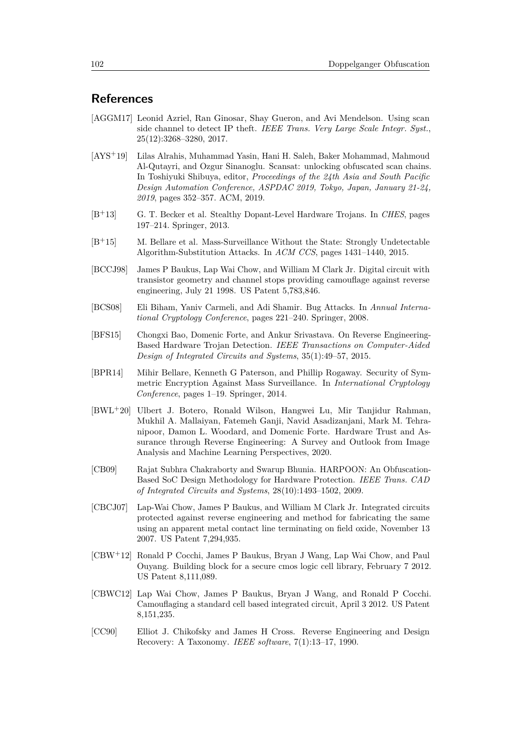## References

[AGGM17] Leonid Azriel, Ran Ginosar, Shay Gueron, and Avi Mendelson. Using scan side channel to detect IP theft. *IEEE Trans. Very Large Scale Integr. Syst.*, 25(12):3268–3280, 2017.

[AYS+19] Lilas Alrahis, Muhammad Yasin, Hani H. Saleh, Baker Mohammad, Mahmoud Al-Qutayri, and Ozgur Sinanoglu. Scansat: unlocking obfuscated scan chains. In Toshiyuki Shibuya, editor, *Proceedings of the 24th Asia and South Pacific Design Automation Conference, ASPDAC 2019, Tokyo, Japan, January 21-24, 2019*, pages 352–357. ACM, 2019.

[B+13] G. T. Becker et al. Stealthy Dopant-Level Hardware Trojans. In *CHES*, pages 197–214. Springer, 2013.

[B+15] M. Bellare et al. Mass-Surveillance Without the State: Strongly Undetectable Algorithm-Substitution Attacks. In *ACM CCS*, pages 1431–1440, 2015.

[BCCJ98] James P Baukus, Lap Wai Chow, and William M Clark Jr. Digital circuit with transistor geometry and channel stops providing camouflage against reverse engineering, July 21 1998. US Patent 5,783,846.

[BCS08] Eli Biham, Yaniv Carmeli, and Adi Shamir. Bug Attacks. In *Annual International Cryptology Conference*, pages 221–240. Springer, 2008.

[BFS15] Chongxi Bao, Domenic Forte, and Ankur Srivastava. On Reverse Engineering-Based Hardware Trojan Detection. *IEEE Transactions on Computer-Aided Design of Integrated Circuits and Systems*, 35(1):49–57, 2015.

[BPR14] Mihir Bellare, Kenneth G Paterson, and Phillip Rogaway. Security of Symmetric Encryption Against Mass Surveillance. In *International Cryptology Conference*, pages 1–19. Springer, 2014.

[BWL+20] Ulbert J. Botero, Ronald Wilson, Hangwei Lu, Mir Tanjidur Rahman, Mukhil A. Mallaiyan, Fatemeh Ganji, Navid Asadizanjani, Mark M. Tehranipoor, Damon L. Woodard, and Domenic Forte. Hardware Trust and Assurance through Reverse Engineering: A Survey and Outlook from Image Analysis and Machine Learning Perspectives, 2020.

[CB09] Rajat Subhra Chakraborty and Swarup Bhunia. HARPOON: An Obfuscation-Based SoC Design Methodology for Hardware Protection. *IEEE Trans. CAD of Integrated Circuits and Systems*, 28(10):1493–1502, 2009.

[CBCJ07] Lap-Wai Chow, James P Baukus, and William M Clark Jr. Integrated circuits protected against reverse engineering and method for fabricating the same using an apparent metal contact line terminating on field oxide, November 13 2007. US Patent 7,294,935.

[CBW+12] Ronald P Cocchi, James P Baukus, Bryan J Wang, Lap Wai Chow, and Paul Ouyang. Building block for a secure cmos logic cell library, February 7 2012. US Patent 8,111,089.

[CBWC12] Lap Wai Chow, James P Baukus, Bryan J Wang, and Ronald P Cocchi. Camouflaging a standard cell based integrated circuit, April 3 2012. US Patent 8,151,235.

[CC90] Elliot J. Chikofsky and James H Cross. Reverse Engineering and Design Recovery: A Taxonomy. *IEEE software*, 7(1):13–17, 1990.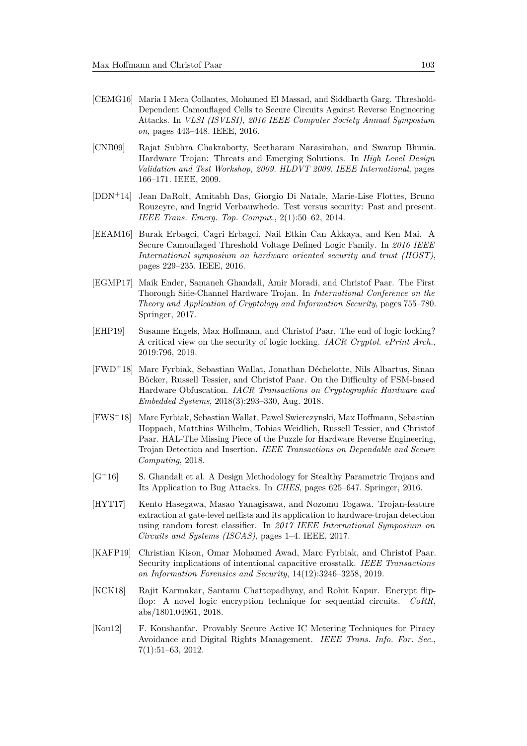[CEMG16] Maria I Mera Collantes, Mohamed El Massad, and Siddharth Garg. Threshold-Dependent Camouflaged Cells to Secure Circuits Against Reverse Engineering Attacks. In *VLSI (ISVLSI), 2016 IEEE Computer Society Annual Symposium on*, pages 443–448. IEEE, 2016.

[CNB09] Rajat Subhra Chakraborty, Seetharam Narasimhan, and Swarup Bhunia. Hardware Trojan: Threats and Emerging Solutions. In *High Level Design Validation and Test Workshop, 2009. HLDVT 2009. IEEE International*, pages 166–171. IEEE, 2009.

[DDN+14] Jean DaRolt, Amitabh Das, Giorgio Di Natale, Marie-Lise Flottes, Bruno Rouzeyre, and Ingrid Verbauwhede. Test versus security: Past and present. *IEEE Trans. Emerg. Top. Comput.*, 2(1):50–62, 2014.

[EEAM16] Burak Erbagci, Cagri Erbagci, Nail Etkin Can Akkaya, and Ken Mai. A Secure Camouflaged Threshold Voltage Defined Logic Family. In *2016 IEEE International symposium on hardware oriented security and trust (HOST)*, pages 229–235. IEEE, 2016.

[EGMP17] Maik Ender, Samaneh Ghandali, Amir Moradi, and Christof Paar. The First Thorough Side-Channel Hardware Trojan. In *International Conference on the Theory and Application of Cryptology and Information Security*, pages 755–780. Springer, 2017.

[EHP19] Susanne Engels, Max Hoffmann, and Christof Paar. The end of logic locking? A critical view on the security of logic locking. *IACR Cryptol. ePrint Arch.*, 2019:796, 2019.

[FWD+18] Marc Fyrbiak, Sebastian Wallat, Jonathan Déchelotte, Nils Albartus, Sinan Böcker, Russell Tessier, and Christof Paar. On the Difficulty of FSM-based Hardware Obfuscation. *IACR Transactions on Cryptographic Hardware and Embedded Systems*, 2018(3):293–330, Aug. 2018.

[FWS+18] Marc Fyrbiak, Sebastian Wallat, Pawel Swierczynski, Max Hoffmann, Sebastian Hoppach, Matthias Wilhelm, Tobias Weidlich, Russell Tessier, and Christof Paar. HAL-The Missing Piece of the Puzzle for Hardware Reverse Engineering, Trojan Detection and Insertion. *IEEE Transactions on Dependable and Secure Computing*, 2018.

[G+16] S. Ghandali et al. A Design Methodology for Stealthy Parametric Trojans and Its Application to Bug Attacks. In *CHES*, pages 625–647. Springer, 2016.

[HYT17] Kento Hasegawa, Masao Yanagisawa, and Nozomu Togawa. Trojan-feature extraction at gate-level netlists and its application to hardware-trojan detection using random forest classifier. In *2017 IEEE International Symposium on Circuits and Systems (ISCAS)*, pages 1–4. IEEE, 2017.

[KAFP19] Christian Kison, Omar Mohamed Awad, Marc Fyrbiak, and Christof Paar. Security implications of intentional capacitive crosstalk. *IEEE Transactions on Information Forensics and Security*, 14(12):3246–3258, 2019.

[KCK18] Rajit Karmakar, Santanu Chattopadhyay, and Rohit Kapur. Encrypt flip-flop: A novel logic encryption technique for sequential circuits. *CoRR*, abs/1801.04961, 2018.

[Kou12] F. Koushanfar. Provably Secure Active IC Metering Techniques for Piracy Avoidance and Digital Rights Management. *IEEE Trans. Info. For. Sec.*, 7(1):51–63, 2012.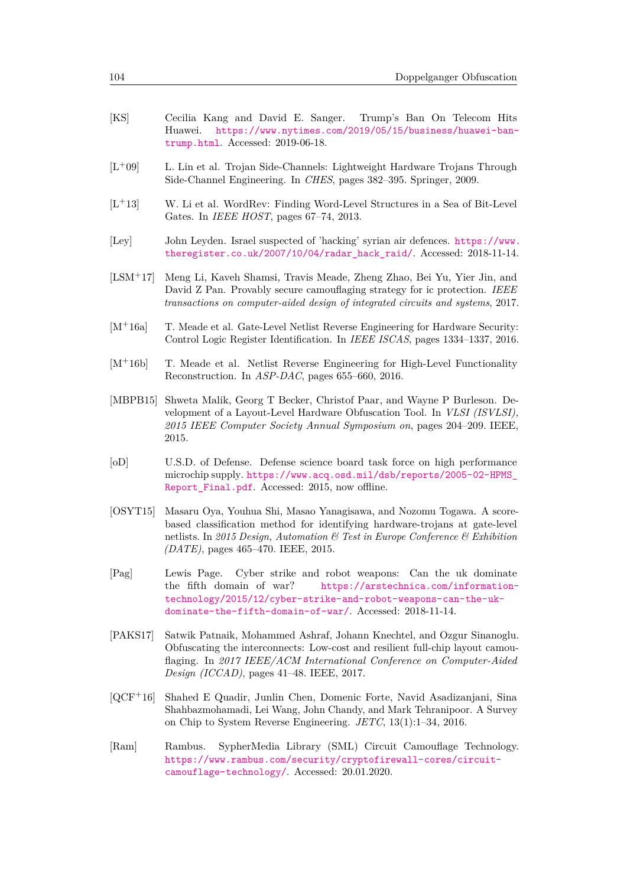[KS] Cecilia Kang and David E. Sanger. Trump's Ban On Telecom Hits Huawei. https://www.nytimes.com/2019/05/15/business/huawei-ban-trump.html. Accessed: 2019-06-18.

[L+09] L. Lin et al. Trojan Side-Channels: Lightweight Hardware Trojans Through Side-Channel Engineering. In *CHES*, pages 382–395. Springer, 2009.

[L+13] W. Li et al. WordRev: Finding Word-Level Structures in a Sea of Bit-Level Gates. In *IEEE HOST*, pages 67–74, 2013.

[Ley] John Leyden. Israel suspected of 'hacking' syrian air defences. https://www.theregister.co.uk/2007/10/04/radar_hack_raid/. Accessed: 2018-11-14.

[LSM+17] Meng Li, Kaveh Shamsi, Travis Meade, Zheng Zhao, Bei Yu, Yier Jin, and David Z Pan. Provably secure camouflaging strategy for ic protection. *IEEE transactions on computer-aided design of integrated circuits and systems*, 2017.

[M+16a] T. Meade et al. Gate-Level Netlist Reverse Engineering for Hardware Security: Control Logic Register Identification. In *IEEE ISCAS*, pages 1334–1337, 2016.

[M+16b] T. Meade et al. Netlist Reverse Engineering for High-Level Functionality Reconstruction. In *ASP-DAC*, pages 655–660, 2016.

[MBPB15] Shweta Malik, Georg T Becker, Christof Paar, and Wayne P Burleson. Development of a Layout-Level Hardware Obfuscation Tool. In *VLSI (ISVLSI), 2015 IEEE Computer Society Annual Symposium on*, pages 204–209. IEEE, 2015.

[oD] U.S.D. of Defense. Defense science board task force on high performance microchip supply. https://www.acq.osd.mil/dsb/reports/2005-02-HPMS_Report_Final.pdf. Accessed: 2015, now offline.

[OSYT15] Masaru Oya, Youhua Shi, Masao Yanagisawa, and Nozomu Togawa. A score-based classification method for identifying hardware-trojans at gate-level netlists. In *2015 Design, Automation & Test in Europe Conference & Exhibition (DATE)*, pages 465–470. IEEE, 2015.

[Pag] Lewis Page. Cyber strike and robot weapons: Can the uk dominate the fifth domain of war? https://arstechnica.com/information-technology/2015/12/cyber-strike-and-robot-weapons-can-the-uk-dominate-the-fifth-domain-of-war/. Accessed: 2018-11-14.

[PAKS17] Satwik Patnaik, Mohammed Ashraf, Johann Knechtel, and Ozgur Sinanoglu. Obfuscating the interconnects: Low-cost and resilient full-chip layout camouflaging. In *2017 IEEE/ACM International Conference on Computer-Aided Design (ICCAD)*, pages 41–48. IEEE, 2017.

[QCF+16] Shahed E Quadir, Junlin Chen, Domenic Forte, Navid Asadizanjani, Sina Shahbazmohamadi, Lei Wang, John Chandy, and Mark Tehranipoor. A Survey on Chip to System Reverse Engineering. *JETC*, 13(1):1–34, 2016.

[Ram] Rambus. SypherMedia Library (SML) Circuit Camouflage Technology. https://www.rambus.com/security/cryptofirewall-cores/circuit-camouflage-technology/. Accessed: 20.01.2020.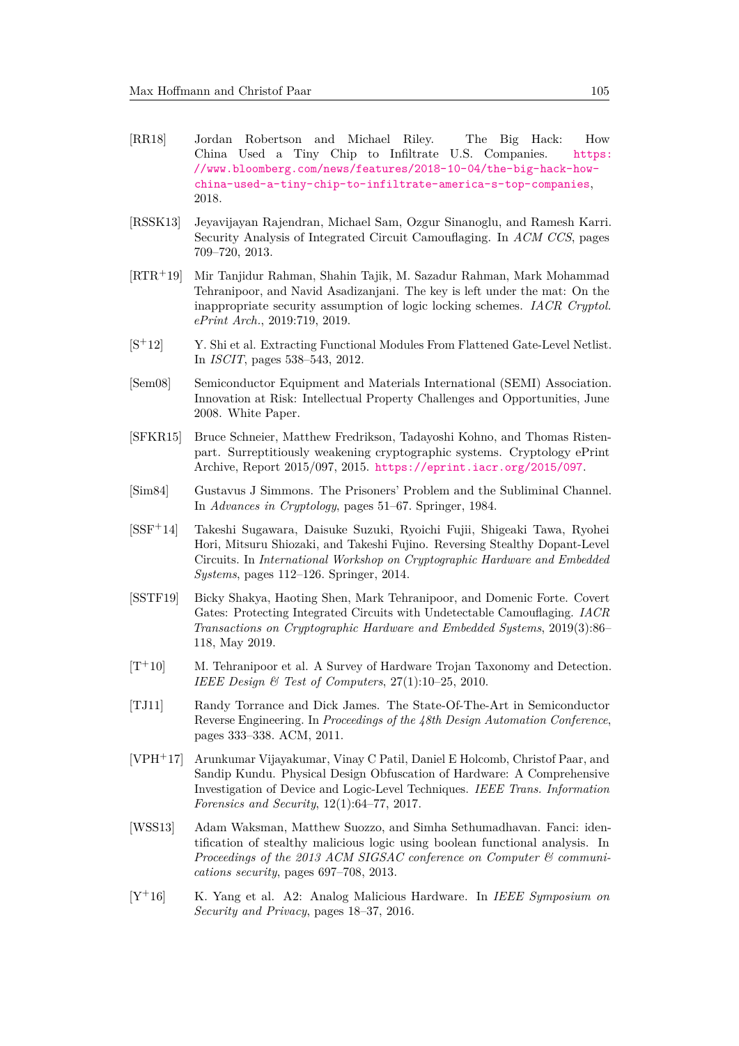[RR18] Jordan Robertson and Michael Riley. The Big Hack: How China Used a Tiny Chip to Infiltrate U.S. Companies. https://www.bloomberg.com/news/features/2018-10-04/the-big-hack-how-china-used-a-tiny-chip-to-infiltrate-america-s-top-companies, 2018.

[RSSK13] Jeyavijayan Rajendran, Michael Sam, Ozgur Sinanoglu, and Ramesh Karri. Security Analysis of Integrated Circuit Camouflaging. In *ACM CCS*, pages 709–720, 2013.

[RTR+19] Mir Tanjidur Rahman, Shahin Tajik, M. Sazadur Rahman, Mark Mohammad Tehranipoor, and Navid Asadizanjani. The key is left under the mat: On the inappropriate security assumption of logic locking schemes. *IACR Cryptol. ePrint Arch.*, 2019:719, 2019.

[S+12] Y. Shi et al. Extracting Functional Modules From Flattened Gate-Level Netlist. In *ISCIT*, pages 538–543, 2012.

[Sem08] Semiconductor Equipment and Materials International (SEMI) Association. Innovation at Risk: Intellectual Property Challenges and Opportunities, June 2008. White Paper.

[SFKR15] Bruce Schneier, Matthew Fredrikson, Tadayoshi Kohno, and Thomas Ristenpart. Surreptitiously weakening cryptographic systems. Cryptology ePrint Archive, Report 2015/097, 2015. https://eprint.iacr.org/2015/097.

[Sim84] Gustavus J Simmons. The Prisoners' Problem and the Subliminal Channel. In *Advances in Cryptology*, pages 51–67. Springer, 1984.

[SSF+14] Takeshi Sugawara, Daisuke Suzuki, Ryoichi Fujii, Shigeaki Tawa, Ryohei Hori, Mitsuru Shiozaki, and Takeshi Fujino. Reversing Stealthy Dopant-Level Circuits. In *International Workshop on Cryptographic Hardware and Embedded Systems*, pages 112–126. Springer, 2014.

[SSTF19] Bicky Shakya, Haoting Shen, Mark Tehranipoor, and Domenic Forte. Covert Gates: Protecting Integrated Circuits with Undetectable Camouflaging. *IACR Transactions on Cryptographic Hardware and Embedded Systems*, 2019(3):86–118, May 2019.

[T+10] M. Tehranipoor et al. A Survey of Hardware Trojan Taxonomy and Detection. *IEEE Design & Test of Computers*, 27(1):10–25, 2010.

[TJ11] Randy Torrance and Dick James. The State-Of-The-Art in Semiconductor Reverse Engineering. In *Proceedings of the 48th Design Automation Conference*, pages 333–338. ACM, 2011.

[VPH+17] Arunkumar Vijayakumar, Vinay C Patil, Daniel E Holcomb, Christof Paar, and Sandip Kundu. Physical Design Obfuscation of Hardware: A Comprehensive Investigation of Device and Logic-Level Techniques. *IEEE Trans. Information Forensics and Security*, 12(1):64–77, 2017.

[WSS13] Adam Waksman, Matthew Suozzo, and Simha Sethumadhavan. Fanci: identification of stealthy malicious logic using boolean functional analysis. In *Proceedings of the 2013 ACM SIGSAC conference on Computer & communications security*, pages 697–708, 2013.

[Y+16] K. Yang et al. A2: Analog Malicious Hardware. In *IEEE Symposium on Security and Privacy*, pages 18–37, 2016.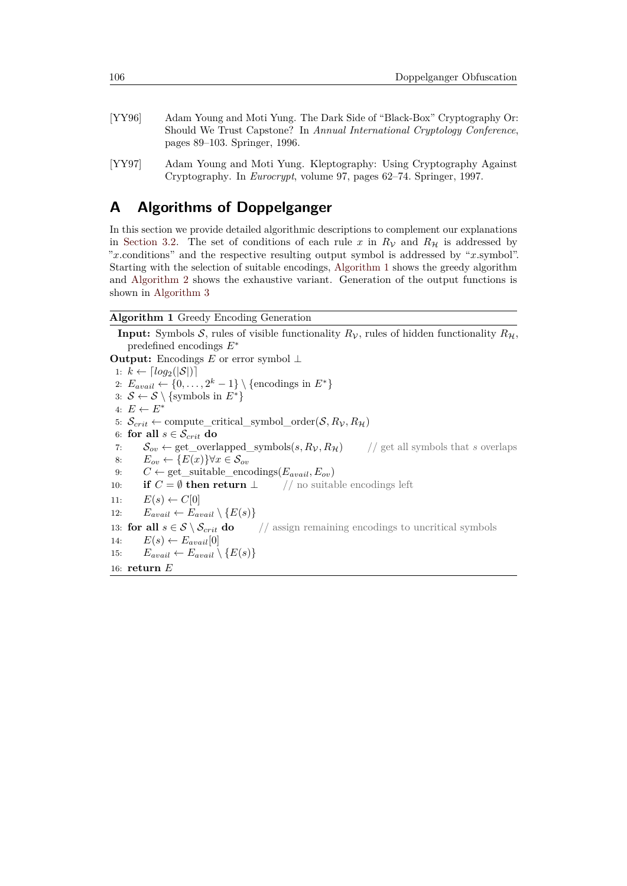[YY96] Adam Young and Moti Yung. The Dark Side of "Black-Box" Cryptography Or: Should We Trust Capstone? In *Annual International Cryptology Conference*, pages 89–103. Springer, 1996.

[YY97] Adam Young and Moti Yung. Kleptography: Using Cryptography Against Cryptography. In *Eurocrypt*, volume 97, pages 62–74. Springer, 1997.

# A Algorithms of Doppelganger

In this section we provide detailed algorithmic descriptions to complement our explanations in Section 3.2. The set of conditions of each rule $x$ in $R_{\mathcal{V}}$ and $R_{\mathcal{H}}$ is addressed by "$x$.conditions" and the respective resulting output symbol is addressed by "$x$.symbol". Starting with the selection of suitable encodings, Algorithm 1 shows the greedy algorithm and Algorithm 2 shows the exhaustive variant. Generation of the output functions is shown in Algorithm 3

**Algorithm 1** Greedy Encoding Generation

**Input:** Symbols $\mathcal{S}$, rules of visible functionality $R_{\mathcal{V}}$, rules of hidden functionality $R_{\mathcal{H}}$, predefined encodings $E^*$

**Output:** Encodings $E$ or error symbol $\perp$

```
1:  k ← ⌈log_2(|S|)⌉
2:  E_avail ← {0, ..., 2^k − 1} \ {encodings in E*}
3:  S ← S \ {symbols in E*}
4:  E ← E*
5:  S_crit ← compute_critical_symbol_order(S, R_V, R_H)
6:  for all s ∈ S_crit do
7:      S_ov ← get_overlapped_symbols(s, R_V, R_H)      // get all symbols that s overlaps
8:      E_ov ← {E(x)} ∀x ∈ S_ov
9:      C ← get_suitable_encodings(E_avail, E_ov)
10:     if C = ∅ then return ⊥      // no suitable encodings left
11:     E(s) ← C[0]
12:     E_avail ← E_avail \ {E(s)}
13: for all s ∈ S \ S_crit do      // assign remaining encodings to uncritical symbols
14:     E(s) ← E_avail[0]
15:     E_avail ← E_avail \ {E(s)}
16: return E
```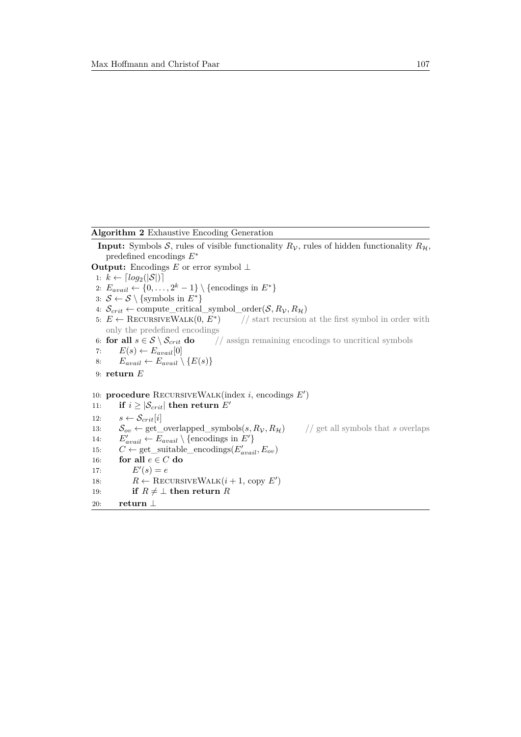**Algorithm 2** Exhaustive Encoding Generation

**Input:** Symbols $\mathcal{S}$, rules of visible functionality $R_{\mathcal{V}}$, rules of hidden functionality $R_{\mathcal{H}}$, predefined encodings $E^*$

**Output:** Encodings $E$ or error symbol $\perp$

```
1:  k ← ⌈log2(|S|)⌉
2:  E_avail ← {0, ..., 2^k − 1} \ {encodings in E*}
3:  S ← S \ {symbols in E*}
4:  S_crit ← compute_critical_symbol_order(S, R_V, R_H)
5:  E ← RecursiveWalk(0, E*)        // start recursion at the first symbol in order with
    only the predefined encodings
6:  for all s ∈ S \ S_crit do        // assign remaining encodings to uncritical symbols
7:      E(s) ← E_avail[0]
8:      E_avail ← E_avail \ {E(s)}
9:  return E

10: procedure RecursiveWalk(index i, encodings E′)
11:     if i ≥ |S_crit| then return E′
12:     s ← S_crit[i]
13:     S_ov ← get_overlapped_symbols(s, R_V, R_H)        // get all symbols that s overlaps
14:     E′_avail ← E_avail \ {encodings in E′}
15:     C ← get_suitable_encodings(E′_avail, E_ov)
16:     for all e ∈ C do
17:         E′(s) = e
18:         R ← RecursiveWalk(i + 1, copy E′)
19:         if R ≠ ⊥ then return R
20:     return ⊥
```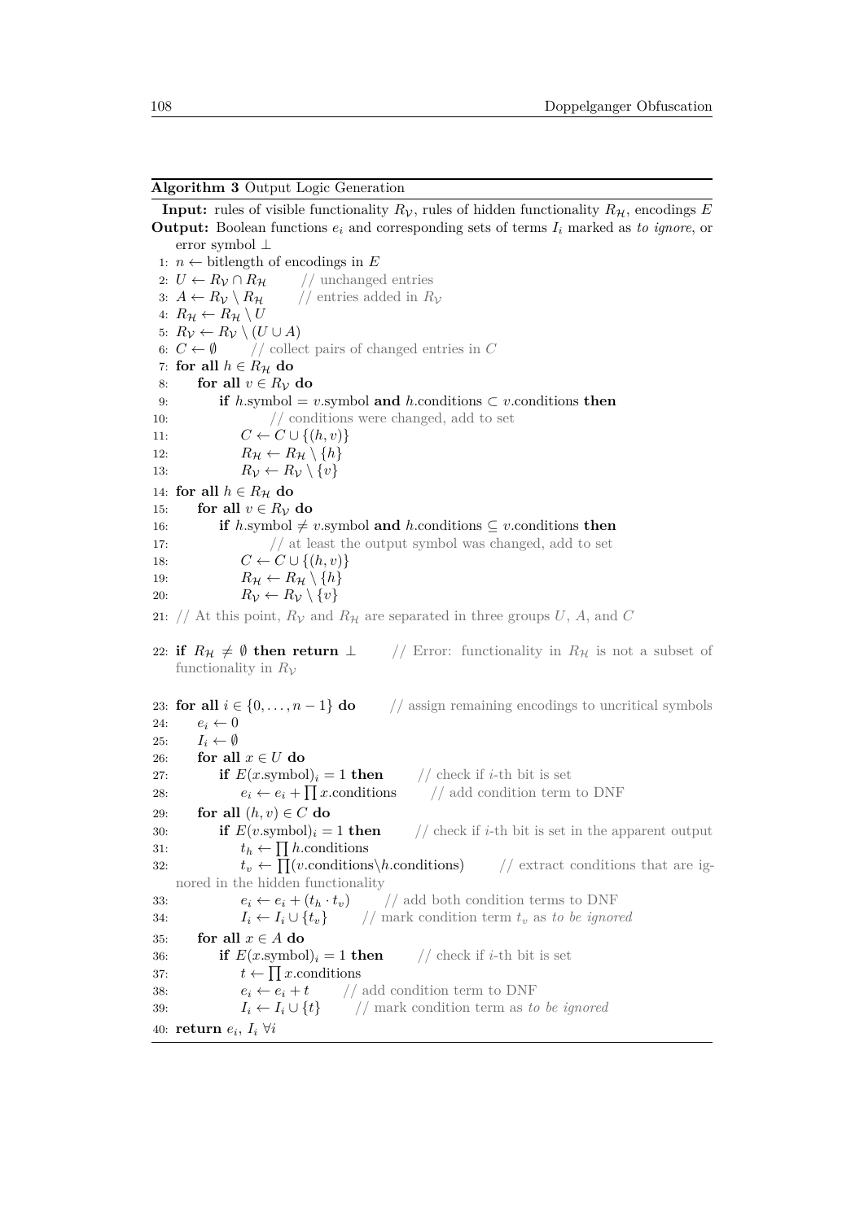**Algorithm 3** Output Logic Generation

**Input:** rules of visible functionality $R_\mathcal{V}$, rules of hidden functionality $R_\mathcal{H}$, encodings $E$
**Output:** Boolean functions $e_i$ and corresponding sets of terms $I_i$ marked as *to ignore*, or error symbol $\bot$

1: $n \leftarrow$ bitlength of encodings in $E$
2: $U \leftarrow R_\mathcal{V} \cap R_\mathcal{H}$ // unchanged entries
3: $A \leftarrow R_\mathcal{V} \setminus R_\mathcal{H}$ // entries added in $R_\mathcal{V}$
4: $R_\mathcal{H} \leftarrow R_\mathcal{H} \setminus U$
5: $R_\mathcal{V} \leftarrow R_\mathcal{V} \setminus (U \cup A)$
6: $C \leftarrow \emptyset$ // collect pairs of changed entries in $C$
7: **for all** $h \in R_\mathcal{H}$ **do**
8: &nbsp;&nbsp;&nbsp;&nbsp;**for all** $v \in R_\mathcal{V}$ **do**
9: &nbsp;&nbsp;&nbsp;&nbsp;&nbsp;&nbsp;&nbsp;&nbsp;**if** $h$.symbol $= v$.symbol **and** $h$.conditions $\subset v$.conditions **then**
10: &nbsp;&nbsp;&nbsp;&nbsp;&nbsp;&nbsp;&nbsp;&nbsp;&nbsp;&nbsp;&nbsp;&nbsp;// conditions were changed, add to set
11: &nbsp;&nbsp;&nbsp;&nbsp;&nbsp;&nbsp;&nbsp;&nbsp;&nbsp;&nbsp;&nbsp;&nbsp;$C \leftarrow C \cup \{(h, v)\}$
12: &nbsp;&nbsp;&nbsp;&nbsp;&nbsp;&nbsp;&nbsp;&nbsp;&nbsp;&nbsp;&nbsp;&nbsp;$R_\mathcal{H} \leftarrow R_\mathcal{H} \setminus \{h\}$
13: &nbsp;&nbsp;&nbsp;&nbsp;&nbsp;&nbsp;&nbsp;&nbsp;&nbsp;&nbsp;&nbsp;&nbsp;$R_\mathcal{V} \leftarrow R_\mathcal{V} \setminus \{v\}$
14: **for all** $h \in R_\mathcal{H}$ **do**
15: &nbsp;&nbsp;&nbsp;&nbsp;**for all** $v \in R_\mathcal{V}$ **do**
16: &nbsp;&nbsp;&nbsp;&nbsp;&nbsp;&nbsp;&nbsp;&nbsp;**if** $h$.symbol $\neq v$.symbol **and** $h$.conditions $\subseteq v$.conditions **then**
17: &nbsp;&nbsp;&nbsp;&nbsp;&nbsp;&nbsp;&nbsp;&nbsp;&nbsp;&nbsp;&nbsp;&nbsp;// at least the output symbol was changed, add to set
18: &nbsp;&nbsp;&nbsp;&nbsp;&nbsp;&nbsp;&nbsp;&nbsp;&nbsp;&nbsp;&nbsp;&nbsp;$C \leftarrow C \cup \{(h, v)\}$
19: &nbsp;&nbsp;&nbsp;&nbsp;&nbsp;&nbsp;&nbsp;&nbsp;&nbsp;&nbsp;&nbsp;&nbsp;$R_\mathcal{H} \leftarrow R_\mathcal{H} \setminus \{h\}$
20: &nbsp;&nbsp;&nbsp;&nbsp;&nbsp;&nbsp;&nbsp;&nbsp;&nbsp;&nbsp;&nbsp;&nbsp;$R_\mathcal{V} \leftarrow R_\mathcal{V} \setminus \{v\}$
21: // At this point, $R_\mathcal{V}$ and $R_\mathcal{H}$ are separated in three groups $U$, $A$, and $C$

22: **if** $R_\mathcal{H} \neq \emptyset$ **then return** $\bot$ // Error: functionality in $R_\mathcal{H}$ is not a subset of functionality in $R_\mathcal{V}$

23: **for all** $i \in \{0, \ldots, n-1\}$ **do** // assign remaining encodings to uncritical symbols
24: &nbsp;&nbsp;&nbsp;&nbsp;$e_i \leftarrow 0$
25: &nbsp;&nbsp;&nbsp;&nbsp;$I_i \leftarrow \emptyset$
26: &nbsp;&nbsp;&nbsp;&nbsp;**for all** $x \in U$ **do**
27: &nbsp;&nbsp;&nbsp;&nbsp;&nbsp;&nbsp;&nbsp;&nbsp;**if** $E(x.\text{symbol})_i = 1$ **then** // check if $i$-th bit is set
28: &nbsp;&nbsp;&nbsp;&nbsp;&nbsp;&nbsp;&nbsp;&nbsp;&nbsp;&nbsp;&nbsp;&nbsp;$e_i \leftarrow e_i + \prod x.\text{conditions}$ // add condition term to DNF
29: &nbsp;&nbsp;&nbsp;&nbsp;**for all** $(h, v) \in C$ **do**
30: &nbsp;&nbsp;&nbsp;&nbsp;&nbsp;&nbsp;&nbsp;&nbsp;**if** $E(v.\text{symbol})_i = 1$ **then** // check if $i$-th bit is set in the apparent output
31: &nbsp;&nbsp;&nbsp;&nbsp;&nbsp;&nbsp;&nbsp;&nbsp;&nbsp;&nbsp;&nbsp;&nbsp;$t_h \leftarrow \prod h.\text{conditions}$
32: &nbsp;&nbsp;&nbsp;&nbsp;&nbsp;&nbsp;&nbsp;&nbsp;&nbsp;&nbsp;&nbsp;&nbsp;$t_v \leftarrow \prod (v.\text{conditions} \setminus h.\text{conditions})$ // extract conditions that are ignored in the hidden functionality
33: &nbsp;&nbsp;&nbsp;&nbsp;&nbsp;&nbsp;&nbsp;&nbsp;&nbsp;&nbsp;&nbsp;&nbsp;$e_i \leftarrow e_i + (t_h \cdot t_v)$ // add both condition terms to DNF
34: &nbsp;&nbsp;&nbsp;&nbsp;&nbsp;&nbsp;&nbsp;&nbsp;&nbsp;&nbsp;&nbsp;&nbsp;$I_i \leftarrow I_i \cup \{t_v\}$ // mark condition term $t_v$ as *to be ignored*
35: &nbsp;&nbsp;&nbsp;&nbsp;**for all** $x \in A$ **do**
36: &nbsp;&nbsp;&nbsp;&nbsp;&nbsp;&nbsp;&nbsp;&nbsp;**if** $E(x.\text{symbol})_i = 1$ **then** // check if $i$-th bit is set
37: &nbsp;&nbsp;&nbsp;&nbsp;&nbsp;&nbsp;&nbsp;&nbsp;&nbsp;&nbsp;&nbsp;&nbsp;$t \leftarrow \prod x.\text{conditions}$
38: &nbsp;&nbsp;&nbsp;&nbsp;&nbsp;&nbsp;&nbsp;&nbsp;&nbsp;&nbsp;&nbsp;&nbsp;$e_i \leftarrow e_i + t$ // add condition term to DNF
39: &nbsp;&nbsp;&nbsp;&nbsp;&nbsp;&nbsp;&nbsp;&nbsp;&nbsp;&nbsp;&nbsp;&nbsp;$I_i \leftarrow I_i \cup \{t\}$ // mark condition term as *to be ignored*
40: **return** $e_i$, $I_i$ $\forall i$